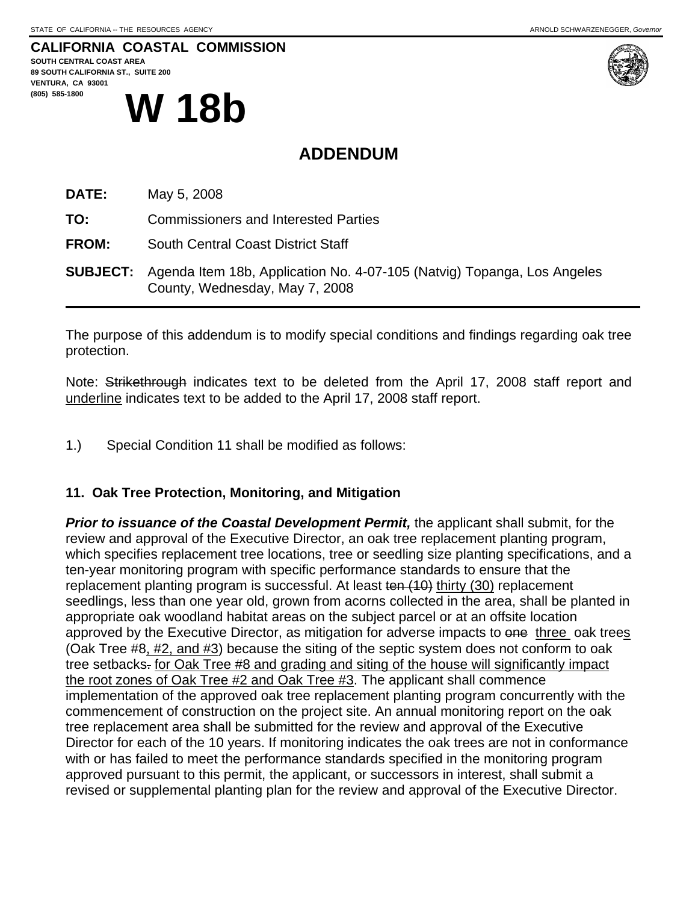STATE OF CALIFORNIA -- THE RESOURCES AGENCY ARNOLD SCHWARZENEGGER, *Governor*

**CALIFORNIA COASTAL COMMISSION**
**SOUTH CENTRAL COAST AREA**
**89 SOUTH CALIFORNIA ST., SUITE 200**
**VENTURA, CA 93001**
**(805) 585-1800**

# W 18b

## ADDENDUM

**DATE:** May 5, 2008

**TO:** Commissioners and Interested Parties

**FROM:** South Central Coast District Staff

**SUBJECT:** Agenda Item 18b, Application No. 4-07-105 (Natvig) Topanga, Los Angeles County, Wednesday, May 7, 2008

---

The purpose of this addendum is to modify special conditions and findings regarding oak tree protection.

Note: ~~Strikethrough~~ indicates text to be deleted from the April 17, 2008 staff report and <u>underline</u> indicates text to be added to the April 17, 2008 staff report.

1.) Special Condition 11 shall be modified as follows:

**11. Oak Tree Protection, Monitoring, and Mitigation**

***Prior to issuance of the Coastal Development Permit,*** the applicant shall submit, for the review and approval of the Executive Director, an oak tree replacement planting program, which specifies replacement tree locations, tree or seedling size planting specifications, and a ten-year monitoring program with specific performance standards to ensure that the replacement planting program is successful. At least ~~ten (10)~~ <u>thirty (30)</u> replacement seedlings, less than one year old, grown from acorns collected in the area, shall be planted in appropriate oak woodland habitat areas on the subject parcel or at an offsite location approved by the Executive Director, as mitigation for adverse impacts to ~~one~~ <u>three</u> oak tree<u>s</u> (Oak Tree #8<u>, #2, and #3</u>) because the siting of the septic system does not conform to oak tree setbacks~~.~~ <u>for Oak Tree #8 and grading and siting of the house will significantly impact the root zones of Oak Tree #2 and Oak Tree #3</u>. The applicant shall commence implementation of the approved oak tree replacement planting program concurrently with the commencement of construction on the project site. An annual monitoring report on the oak tree replacement area shall be submitted for the review and approval of the Executive Director for each of the 10 years. If monitoring indicates the oak trees are not in conformance with or has failed to meet the performance standards specified in the monitoring program approved pursuant to this permit, the applicant, or successors in interest, shall submit a revised or supplemental planting plan for the review and approval of the Executive Director.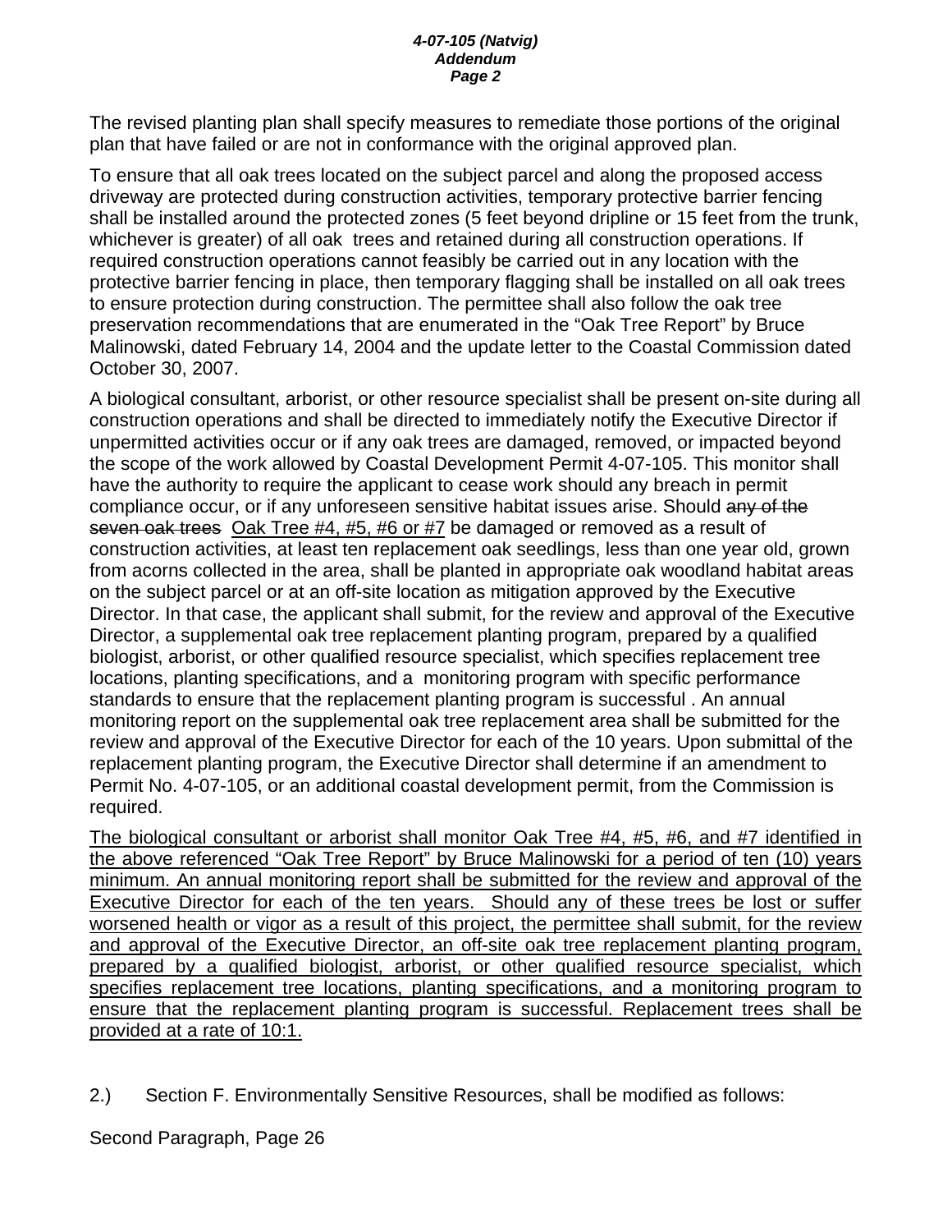The revised planting plan shall specify measures to remediate those portions of the original plan that have failed or are not in conformance with the original approved plan.

To ensure that all oak trees located on the subject parcel and along the proposed access driveway are protected during construction activities, temporary protective barrier fencing shall be installed around the protected zones (5 feet beyond dripline or 15 feet from the trunk, whichever is greater) of all oak trees and retained during all construction operations. If required construction operations cannot feasibly be carried out in any location with the protective barrier fencing in place, then temporary flagging shall be installed on all oak trees to ensure protection during construction. The permittee shall also follow the oak tree preservation recommendations that are enumerated in the "Oak Tree Report" by Bruce Malinowski, dated February 14, 2004 and the update letter to the Coastal Commission dated October 30, 2007.

A biological consultant, arborist, or other resource specialist shall be present on-site during all construction operations and shall be directed to immediately notify the Executive Director if unpermitted activities occur or if any oak trees are damaged, removed, or impacted beyond the scope of the work allowed by Coastal Development Permit 4-07-105. This monitor shall have the authority to require the applicant to cease work should any breach in permit compliance occur, or if any unforeseen sensitive habitat issues arise. Should ~~any of the seven oak trees~~ <u>Oak Tree #4, #5, #6 or #7</u> be damaged or removed as a result of construction activities, at least ten replacement oak seedlings, less than one year old, grown from acorns collected in the area, shall be planted in appropriate oak woodland habitat areas on the subject parcel or at an off-site location as mitigation approved by the Executive Director. In that case, the applicant shall submit, for the review and approval of the Executive Director, a supplemental oak tree replacement planting program, prepared by a qualified biologist, arborist, or other qualified resource specialist, which specifies replacement tree locations, planting specifications, and a monitoring program with specific performance standards to ensure that the replacement planting program is successful . An annual monitoring report on the supplemental oak tree replacement area shall be submitted for the review and approval of the Executive Director for each of the 10 years. Upon submittal of the replacement planting program, the Executive Director shall determine if an amendment to Permit No. 4-07-105, or an additional coastal development permit, from the Commission is required.

<u>The biological consultant or arborist shall monitor Oak Tree #4, #5, #6, and #7 identified in the above referenced "Oak Tree Report" by Bruce Malinowski for a period of ten (10) years minimum. An annual monitoring report shall be submitted for the review and approval of the Executive Director for each of the ten years. Should any of these trees be lost or suffer worsened health or vigor as a result of this project, the permittee shall submit, for the review and approval of the Executive Director, an off-site oak tree replacement planting program, prepared by a qualified biologist, arborist, or other qualified resource specialist, which specifies replacement tree locations, planting specifications, and a monitoring program to ensure that the replacement planting program is successful. Replacement trees shall be provided at a rate of 10:1.</u>

2.) Section F. Environmentally Sensitive Resources, shall be modified as follows:

Second Paragraph, Page 26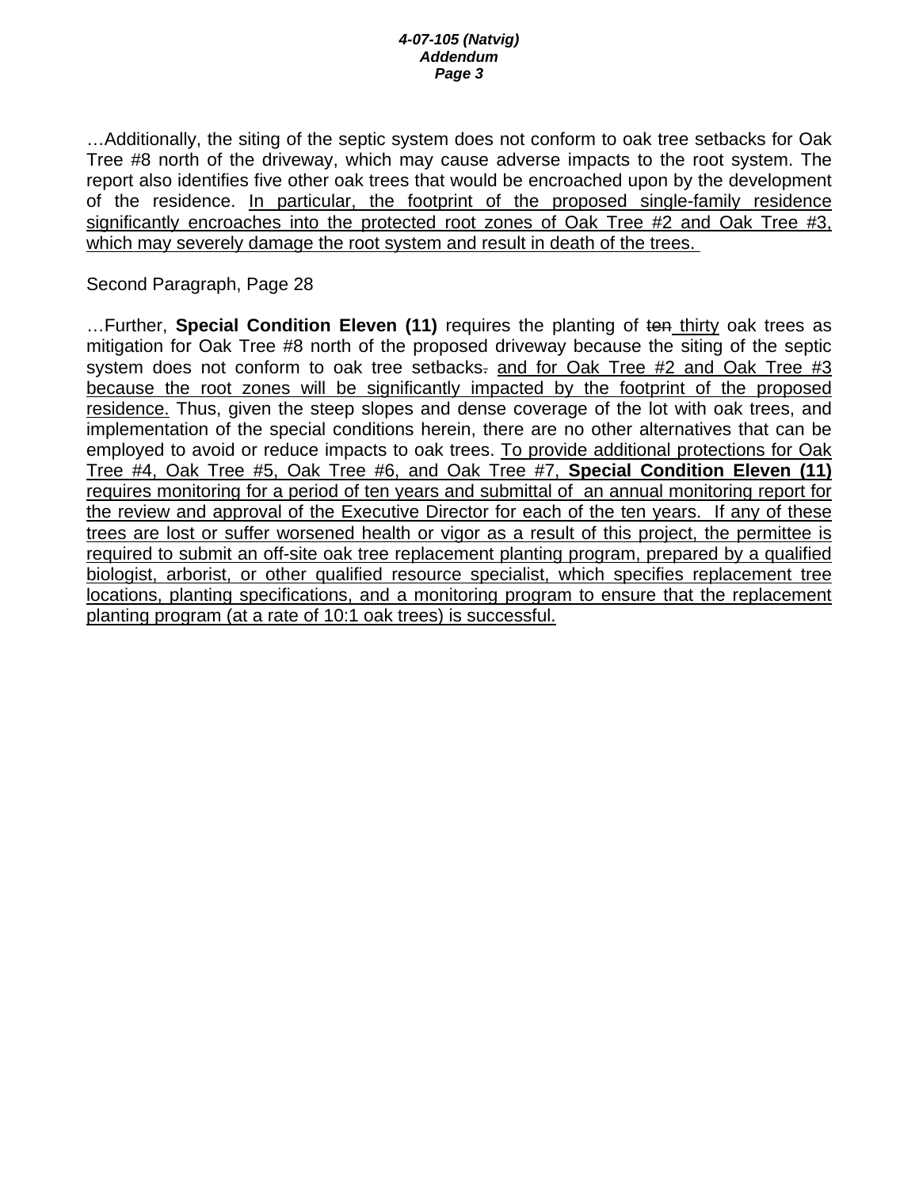…Additionally, the siting of the septic system does not conform to oak tree setbacks for Oak Tree #8 north of the driveway, which may cause adverse impacts to the root system. The report also identifies five other oak trees that would be encroached upon by the development of the residence. <u>In particular, the footprint of the proposed single-family residence significantly encroaches into the protected root zones of Oak Tree #2 and Oak Tree #3, which may severely damage the root system and result in death of the trees.</u>

Second Paragraph, Page 28

…Further, **Special Condition Eleven (11)** requires the planting of ~~ten~~ <u>thirty</u> oak trees as mitigation for Oak Tree #8 north of the proposed driveway because the siting of the septic system does not conform to oak tree setbacks~~.~~ <u>and for Oak Tree #2 and Oak Tree #3 because the root zones will be significantly impacted by the footprint of the proposed residence.</u> Thus, given the steep slopes and dense coverage of the lot with oak trees, and implementation of the special conditions herein, there are no other alternatives that can be employed to avoid or reduce impacts to oak trees. <u>To provide additional protections for Oak Tree #4, Oak Tree #5, Oak Tree #6, and Oak Tree #7, **Special Condition Eleven (11)** requires monitoring for a period of ten years and submittal of an annual monitoring report for the review and approval of the Executive Director for each of the ten years. If any of these trees are lost or suffer worsened health or vigor as a result of this project, the permittee is required to submit an off-site oak tree replacement planting program, prepared by a qualified biologist, arborist, or other qualified resource specialist, which specifies replacement tree locations, planting specifications, and a monitoring program to ensure that the replacement planting program (at a rate of 10:1 oak trees) is successful.</u>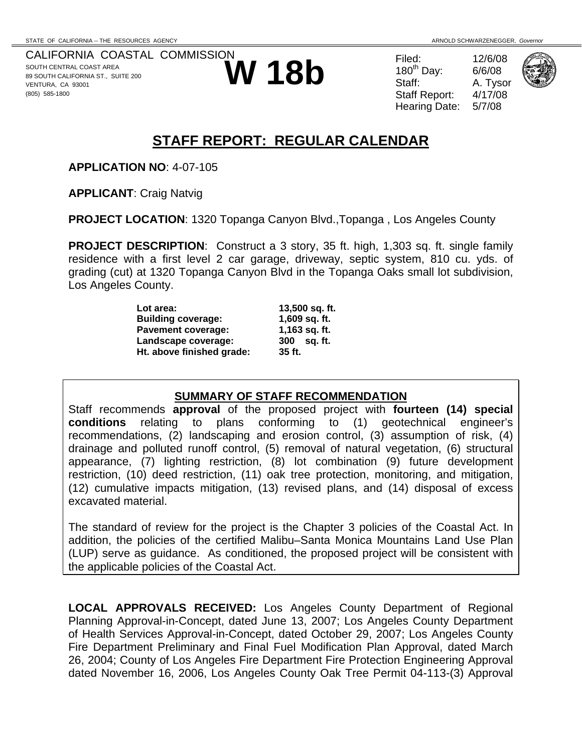STATE OF CALIFORNIA -- THE RESOURCES AGENCY

ARNOLD SCHWARZENEGGER, *Governor*

CALIFORNIA COASTAL COMMISSION
SOUTH CENTRAL COAST AREA
89 SOUTH CALIFORNIA ST., SUITE 200
VENTURA, CA 93001
(805) 585-1800

# W 18b

| | |
|---|---|
| Filed: | 12/6/08 |
| 180th Day: | 6/6/08 |
| Staff: | A. Tysor |
| Staff Report: | 4/17/08 |
| Hearing Date: | 5/7/08 |

## STAFF REPORT: REGULAR CALENDAR

**APPLICATION NO**: 4-07-105

**APPLICANT**: Craig Natvig

**PROJECT LOCATION**: 1320 Topanga Canyon Blvd.,Topanga , Los Angeles County

**PROJECT DESCRIPTION**: Construct a 3 story, 35 ft. high, 1,303 sq. ft. single family residence with a first level 2 car garage, driveway, septic system, 810 cu. yds. of grading (cut) at 1320 Topanga Canyon Blvd in the Topanga Oaks small lot subdivision, Los Angeles County.

| | |
|---|---|
| **Lot area:** | **13,500 sq. ft.** |
| **Building coverage:** | **1,609 sq. ft.** |
| **Pavement coverage:** | **1,163 sq. ft.** |
| **Landscape coverage:** | **300 sq. ft.** |
| **Ht. above finished grade:** | **35 ft.** |

### SUMMARY OF STAFF RECOMMENDATION

Staff recommends **approval** of the proposed project with **fourteen (14) special conditions** relating to plans conforming to (1) geotechnical engineer's recommendations, (2) landscaping and erosion control, (3) assumption of risk, (4) drainage and polluted runoff control, (5) removal of natural vegetation, (6) structural appearance, (7) lighting restriction, (8) lot combination (9) future development restriction, (10) deed restriction, (11) oak tree protection, monitoring, and mitigation, (12) cumulative impacts mitigation, (13) revised plans, and (14) disposal of excess excavated material.

The standard of review for the project is the Chapter 3 policies of the Coastal Act. In addition, the policies of the certified Malibu–Santa Monica Mountains Land Use Plan (LUP) serve as guidance. As conditioned, the proposed project will be consistent with the applicable policies of the Coastal Act.

**LOCAL APPROVALS RECEIVED:** Los Angeles County Department of Regional Planning Approval-in-Concept, dated June 13, 2007; Los Angeles County Department of Health Services Approval-in-Concept, dated October 29, 2007; Los Angeles County Fire Department Preliminary and Final Fuel Modification Plan Approval, dated March 26, 2004; County of Los Angeles Fire Department Fire Protection Engineering Approval dated November 16, 2006, Los Angeles County Oak Tree Permit 04-113-(3) Approval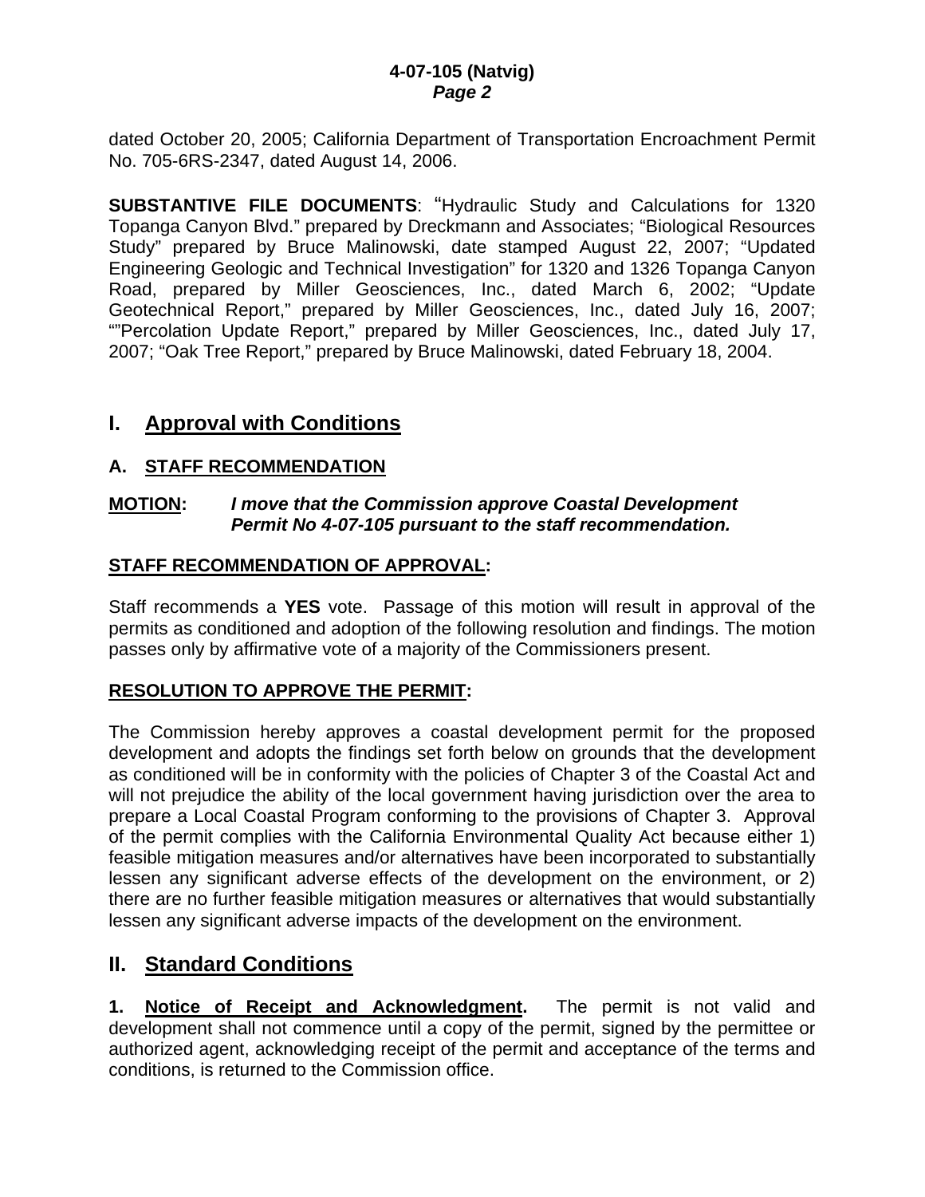dated October 20, 2005; California Department of Transportation Encroachment Permit No. 705-6RS-2347, dated August 14, 2006.

**SUBSTANTIVE FILE DOCUMENTS**: "Hydraulic Study and Calculations for 1320 Topanga Canyon Blvd." prepared by Dreckmann and Associates; "Biological Resources Study" prepared by Bruce Malinowski, date stamped August 22, 2007; "Updated Engineering Geologic and Technical Investigation" for 1320 and 1326 Topanga Canyon Road, prepared by Miller Geosciences, Inc., dated March 6, 2002; "Update Geotechnical Report," prepared by Miller Geosciences, Inc., dated July 16, 2007; ""Percolation Update Report," prepared by Miller Geosciences, Inc., dated July 17, 2007; "Oak Tree Report," prepared by Bruce Malinowski, dated February 18, 2004.

# I. Approval with Conditions

## A. STAFF RECOMMENDATION

**MOTION:** ***I move that the Commission approve Coastal Development Permit No 4-07-105 pursuant to the staff recommendation.***

**STAFF RECOMMENDATION OF APPROVAL:**

Staff recommends a **YES** vote. Passage of this motion will result in approval of the permits as conditioned and adoption of the following resolution and findings. The motion passes only by affirmative vote of a majority of the Commissioners present.

**RESOLUTION TO APPROVE THE PERMIT:**

The Commission hereby approves a coastal development permit for the proposed development and adopts the findings set forth below on grounds that the development as conditioned will be in conformity with the policies of Chapter 3 of the Coastal Act and will not prejudice the ability of the local government having jurisdiction over the area to prepare a Local Coastal Program conforming to the provisions of Chapter 3. Approval of the permit complies with the California Environmental Quality Act because either 1) feasible mitigation measures and/or alternatives have been incorporated to substantially lessen any significant adverse effects of the development on the environment, or 2) there are no further feasible mitigation measures or alternatives that would substantially lessen any significant adverse impacts of the development on the environment.

# II. Standard Conditions

**1. Notice of Receipt and Acknowledgment.** The permit is not valid and development shall not commence until a copy of the permit, signed by the permittee or authorized agent, acknowledging receipt of the permit and acceptance of the terms and conditions, is returned to the Commission office.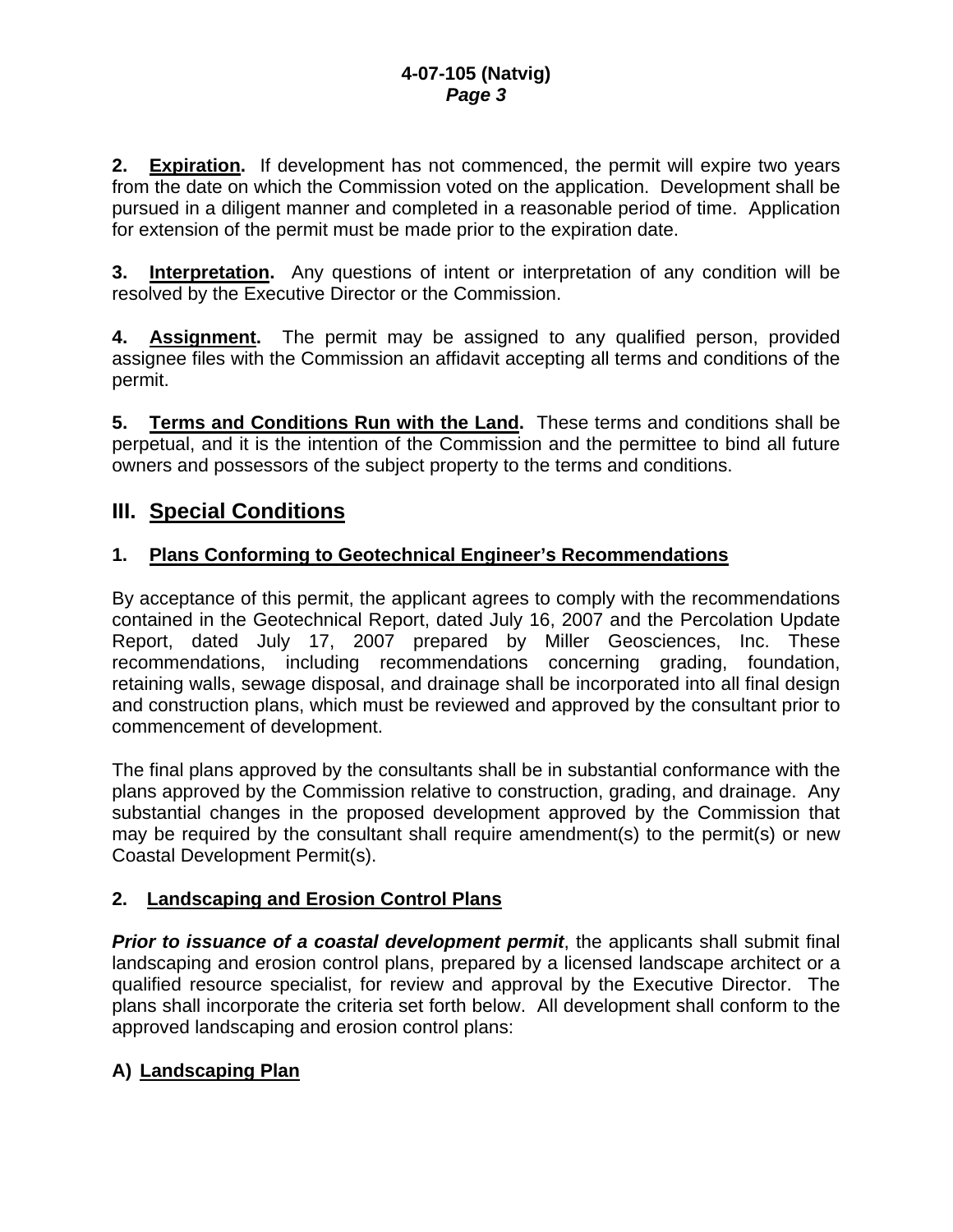**2. Expiration.** If development has not commenced, the permit will expire two years from the date on which the Commission voted on the application. Development shall be pursued in a diligent manner and completed in a reasonable period of time. Application for extension of the permit must be made prior to the expiration date.

**3. Interpretation.** Any questions of intent or interpretation of any condition will be resolved by the Executive Director or the Commission.

**4. Assignment.** The permit may be assigned to any qualified person, provided assignee files with the Commission an affidavit accepting all terms and conditions of the permit.

**5. Terms and Conditions Run with the Land.** These terms and conditions shall be perpetual, and it is the intention of the Commission and the permittee to bind all future owners and possessors of the subject property to the terms and conditions.

## III. Special Conditions

### 1. Plans Conforming to Geotechnical Engineer's Recommendations

By acceptance of this permit, the applicant agrees to comply with the recommendations contained in the Geotechnical Report, dated July 16, 2007 and the Percolation Update Report, dated July 17, 2007 prepared by Miller Geosciences, Inc. These recommendations, including recommendations concerning grading, foundation, retaining walls, sewage disposal, and drainage shall be incorporated into all final design and construction plans, which must be reviewed and approved by the consultant prior to commencement of development.

The final plans approved by the consultants shall be in substantial conformance with the plans approved by the Commission relative to construction, grading, and drainage. Any substantial changes in the proposed development approved by the Commission that may be required by the consultant shall require amendment(s) to the permit(s) or new Coastal Development Permit(s).

### 2. Landscaping and Erosion Control Plans

***Prior to issuance of a coastal development permit***, the applicants shall submit final landscaping and erosion control plans, prepared by a licensed landscape architect or a qualified resource specialist, for review and approval by the Executive Director. The plans shall incorporate the criteria set forth below. All development shall conform to the approved landscaping and erosion control plans:

### A) Landscaping Plan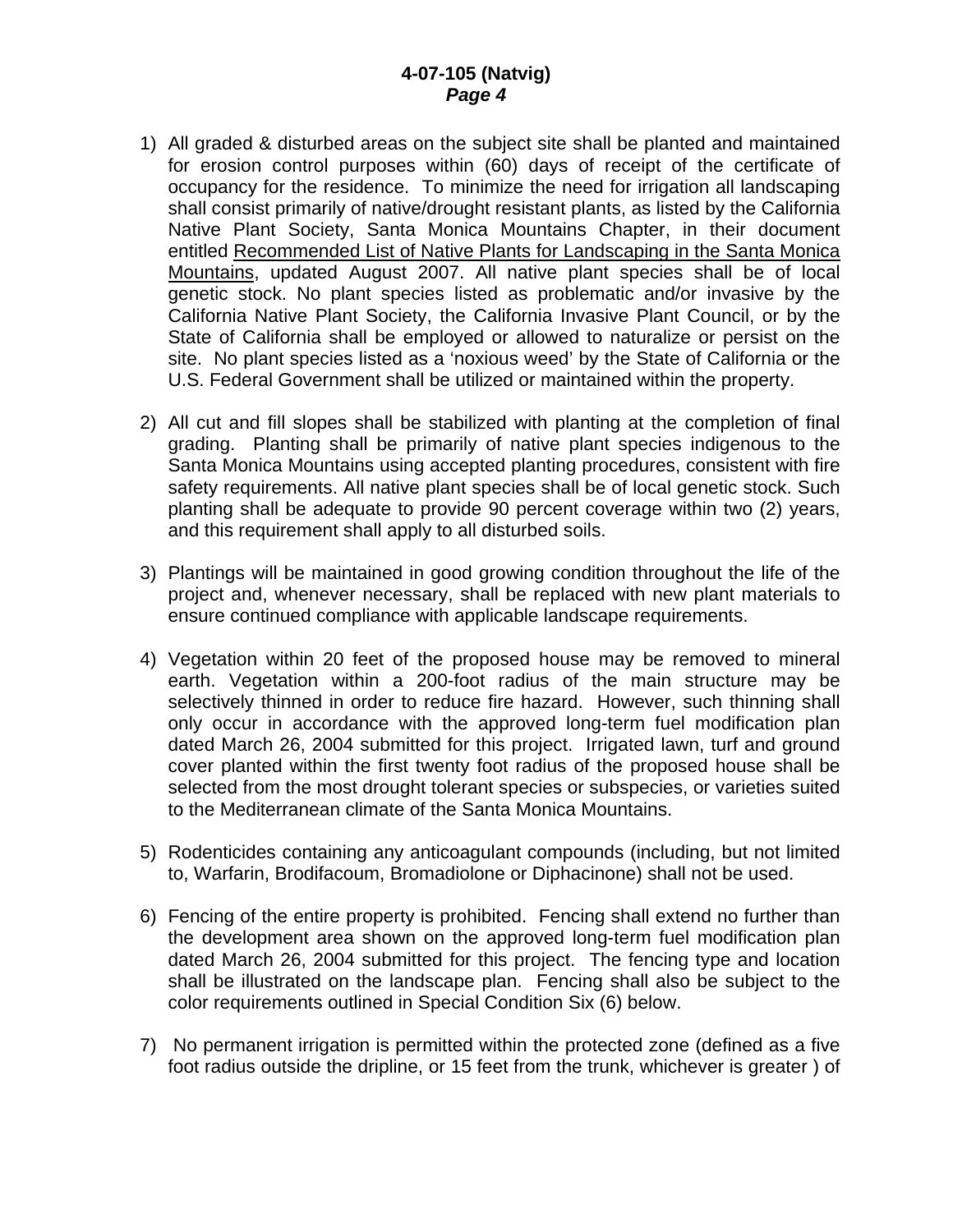1) All graded & disturbed areas on the subject site shall be planted and maintained for erosion control purposes within (60) days of receipt of the certificate of occupancy for the residence. To minimize the need for irrigation all landscaping shall consist primarily of native/drought resistant plants, as listed by the California Native Plant Society, Santa Monica Mountains Chapter, in their document entitled Recommended List of Native Plants for Landscaping in the Santa Monica Mountains, updated August 2007. All native plant species shall be of local genetic stock. No plant species listed as problematic and/or invasive by the California Native Plant Society, the California Invasive Plant Council, or by the State of California shall be employed or allowed to naturalize or persist on the site. No plant species listed as a 'noxious weed' by the State of California or the U.S. Federal Government shall be utilized or maintained within the property.

2) All cut and fill slopes shall be stabilized with planting at the completion of final grading. Planting shall be primarily of native plant species indigenous to the Santa Monica Mountains using accepted planting procedures, consistent with fire safety requirements. All native plant species shall be of local genetic stock. Such planting shall be adequate to provide 90 percent coverage within two (2) years, and this requirement shall apply to all disturbed soils.

3) Plantings will be maintained in good growing condition throughout the life of the project and, whenever necessary, shall be replaced with new plant materials to ensure continued compliance with applicable landscape requirements.

4) Vegetation within 20 feet of the proposed house may be removed to mineral earth. Vegetation within a 200-foot radius of the main structure may be selectively thinned in order to reduce fire hazard. However, such thinning shall only occur in accordance with the approved long-term fuel modification plan dated March 26, 2004 submitted for this project. Irrigated lawn, turf and ground cover planted within the first twenty foot radius of the proposed house shall be selected from the most drought tolerant species or subspecies, or varieties suited to the Mediterranean climate of the Santa Monica Mountains.

5) Rodenticides containing any anticoagulant compounds (including, but not limited to, Warfarin, Brodifacoum, Bromadiolone or Diphacinone) shall not be used.

6) Fencing of the entire property is prohibited. Fencing shall extend no further than the development area shown on the approved long-term fuel modification plan dated March 26, 2004 submitted for this project. The fencing type and location shall be illustrated on the landscape plan. Fencing shall also be subject to the color requirements outlined in Special Condition Six (6) below.

7) No permanent irrigation is permitted within the protected zone (defined as a five foot radius outside the dripline, or 15 feet from the trunk, whichever is greater ) of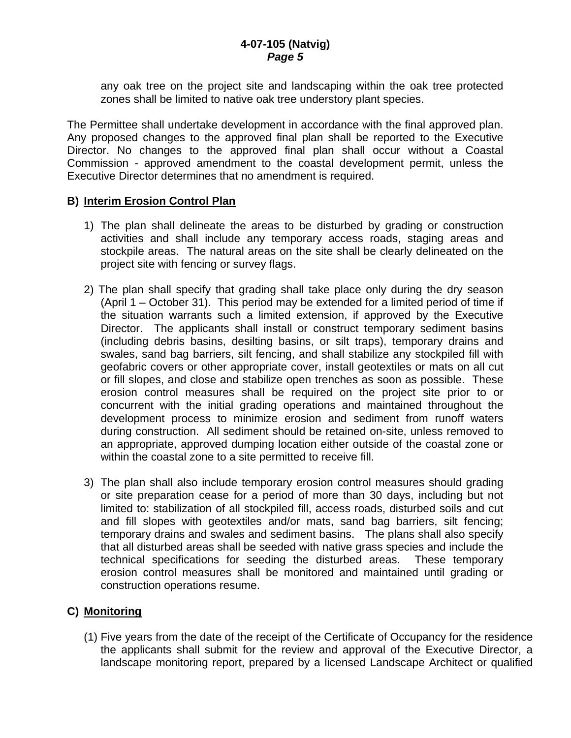any oak tree on the project site and landscaping within the oak tree protected zones shall be limited to native oak tree understory plant species.

The Permittee shall undertake development in accordance with the final approved plan. Any proposed changes to the approved final plan shall be reported to the Executive Director. No changes to the approved final plan shall occur without a Coastal Commission - approved amendment to the coastal development permit, unless the Executive Director determines that no amendment is required.

**B) Interim Erosion Control Plan**

1) The plan shall delineate the areas to be disturbed by grading or construction activities and shall include any temporary access roads, staging areas and stockpile areas. The natural areas on the site shall be clearly delineated on the project site with fencing or survey flags.

2) The plan shall specify that grading shall take place only during the dry season (April 1 – October 31). This period may be extended for a limited period of time if the situation warrants such a limited extension, if approved by the Executive Director. The applicants shall install or construct temporary sediment basins (including debris basins, desilting basins, or silt traps), temporary drains and swales, sand bag barriers, silt fencing, and shall stabilize any stockpiled fill with geofabric covers or other appropriate cover, install geotextiles or mats on all cut or fill slopes, and close and stabilize open trenches as soon as possible. These erosion control measures shall be required on the project site prior to or concurrent with the initial grading operations and maintained throughout the development process to minimize erosion and sediment from runoff waters during construction. All sediment should be retained on-site, unless removed to an appropriate, approved dumping location either outside of the coastal zone or within the coastal zone to a site permitted to receive fill.

3) The plan shall also include temporary erosion control measures should grading or site preparation cease for a period of more than 30 days, including but not limited to: stabilization of all stockpiled fill, access roads, disturbed soils and cut and fill slopes with geotextiles and/or mats, sand bag barriers, silt fencing; temporary drains and swales and sediment basins. The plans shall also specify that all disturbed areas shall be seeded with native grass species and include the technical specifications for seeding the disturbed areas. These temporary erosion control measures shall be monitored and maintained until grading or construction operations resume.

**C) Monitoring**

(1) Five years from the date of the receipt of the Certificate of Occupancy for the residence the applicants shall submit for the review and approval of the Executive Director, a landscape monitoring report, prepared by a licensed Landscape Architect or qualified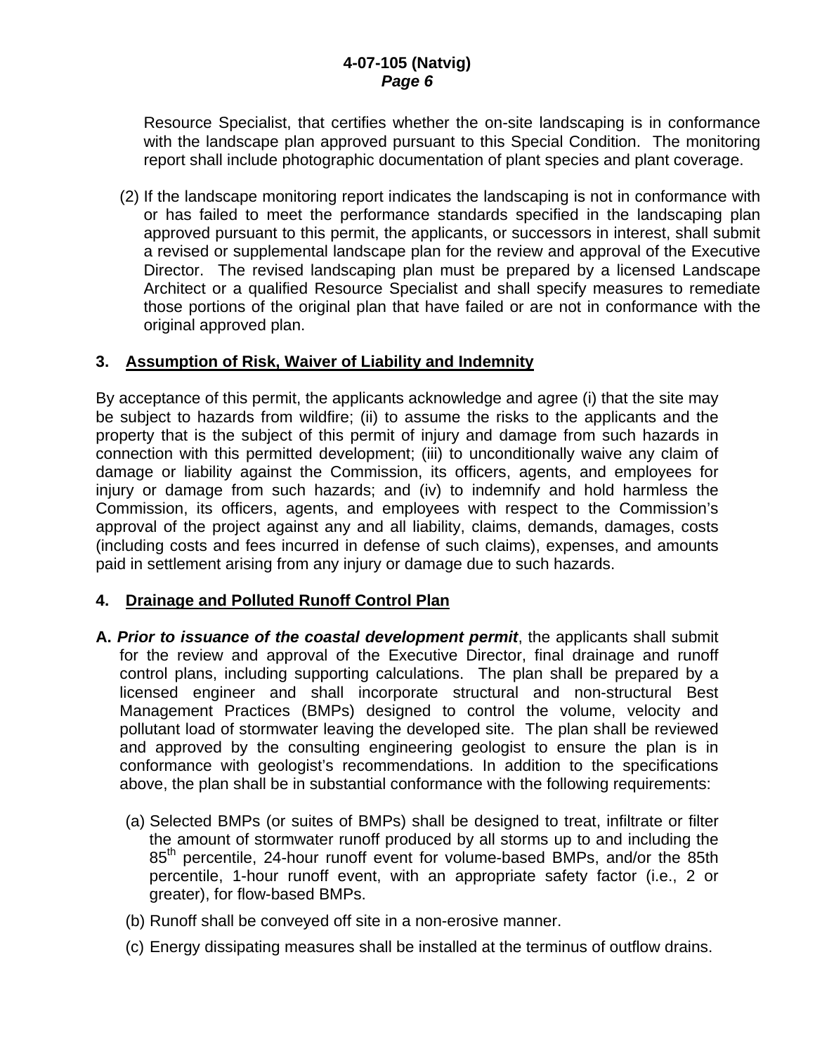Resource Specialist, that certifies whether the on-site landscaping is in conformance with the landscape plan approved pursuant to this Special Condition. The monitoring report shall include photographic documentation of plant species and plant coverage.

(2) If the landscape monitoring report indicates the landscaping is not in conformance with or has failed to meet the performance standards specified in the landscaping plan approved pursuant to this permit, the applicants, or successors in interest, shall submit a revised or supplemental landscape plan for the review and approval of the Executive Director. The revised landscaping plan must be prepared by a licensed Landscape Architect or a qualified Resource Specialist and shall specify measures to remediate those portions of the original plan that have failed or are not in conformance with the original approved plan.

### 3. Assumption of Risk, Waiver of Liability and Indemnity

By acceptance of this permit, the applicants acknowledge and agree (i) that the site may be subject to hazards from wildfire; (ii) to assume the risks to the applicants and the property that is the subject of this permit of injury and damage from such hazards in connection with this permitted development; (iii) to unconditionally waive any claim of damage or liability against the Commission, its officers, agents, and employees for injury or damage from such hazards; and (iv) to indemnify and hold harmless the Commission, its officers, agents, and employees with respect to the Commission's approval of the project against any and all liability, claims, demands, damages, costs (including costs and fees incurred in defense of such claims), expenses, and amounts paid in settlement arising from any injury or damage due to such hazards.

### 4. Drainage and Polluted Runoff Control Plan

**A.** ***Prior to issuance of the coastal development permit***, the applicants shall submit for the review and approval of the Executive Director, final drainage and runoff control plans, including supporting calculations. The plan shall be prepared by a licensed engineer and shall incorporate structural and non-structural Best Management Practices (BMPs) designed to control the volume, velocity and pollutant load of stormwater leaving the developed site. The plan shall be reviewed and approved by the consulting engineering geologist to ensure the plan is in conformance with geologist's recommendations. In addition to the specifications above, the plan shall be in substantial conformance with the following requirements:

(a) Selected BMPs (or suites of BMPs) shall be designed to treat, infiltrate or filter the amount of stormwater runoff produced by all storms up to and including the 85$^{th}$ percentile, 24-hour runoff event for volume-based BMPs, and/or the 85th percentile, 1-hour runoff event, with an appropriate safety factor (i.e., 2 or greater), for flow-based BMPs.

(b) Runoff shall be conveyed off site in a non-erosive manner.

(c) Energy dissipating measures shall be installed at the terminus of outflow drains.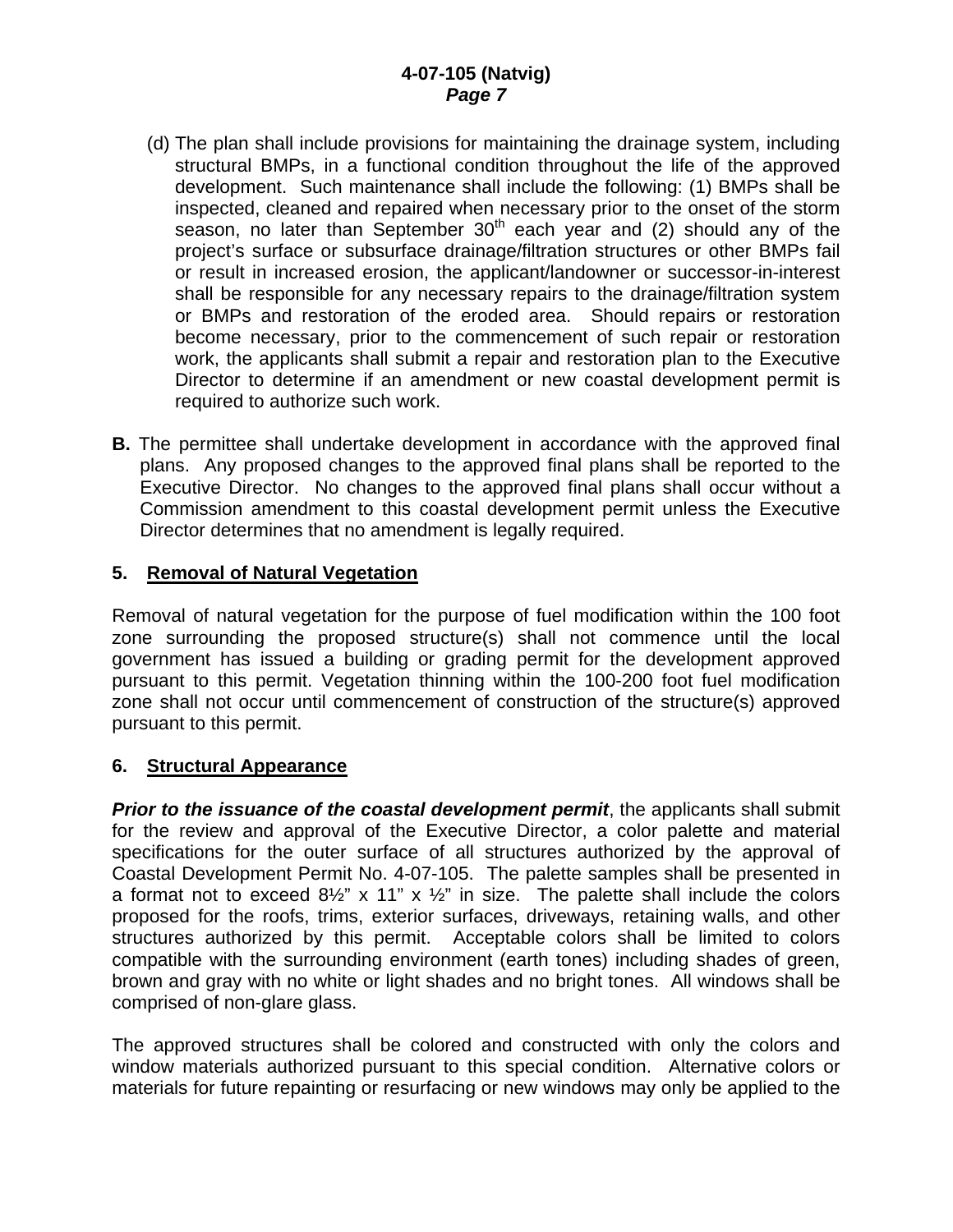(d) The plan shall include provisions for maintaining the drainage system, including structural BMPs, in a functional condition throughout the life of the approved development. Such maintenance shall include the following: (1) BMPs shall be inspected, cleaned and repaired when necessary prior to the onset of the storm season, no later than September 30th each year and (2) should any of the project's surface or subsurface drainage/filtration structures or other BMPs fail or result in increased erosion, the applicant/landowner or successor-in-interest shall be responsible for any necessary repairs to the drainage/filtration system or BMPs and restoration of the eroded area. Should repairs or restoration become necessary, prior to the commencement of such repair or restoration work, the applicants shall submit a repair and restoration plan to the Executive Director to determine if an amendment or new coastal development permit is required to authorize such work.

**B.** The permittee shall undertake development in accordance with the approved final plans. Any proposed changes to the approved final plans shall be reported to the Executive Director. No changes to the approved final plans shall occur without a Commission amendment to this coastal development permit unless the Executive Director determines that no amendment is legally required.

### 5. Removal of Natural Vegetation

Removal of natural vegetation for the purpose of fuel modification within the 100 foot zone surrounding the proposed structure(s) shall not commence until the local government has issued a building or grading permit for the development approved pursuant to this permit. Vegetation thinning within the 100-200 foot fuel modification zone shall not occur until commencement of construction of the structure(s) approved pursuant to this permit.

### 6. Structural Appearance

***Prior to the issuance of the coastal development permit***, the applicants shall submit for the review and approval of the Executive Director, a color palette and material specifications for the outer surface of all structures authorized by the approval of Coastal Development Permit No. 4-07-105. The palette samples shall be presented in a format not to exceed 8½" x 11" x ½" in size. The palette shall include the colors proposed for the roofs, trims, exterior surfaces, driveways, retaining walls, and other structures authorized by this permit. Acceptable colors shall be limited to colors compatible with the surrounding environment (earth tones) including shades of green, brown and gray with no white or light shades and no bright tones. All windows shall be comprised of non-glare glass.

The approved structures shall be colored and constructed with only the colors and window materials authorized pursuant to this special condition. Alternative colors or materials for future repainting or resurfacing or new windows may only be applied to the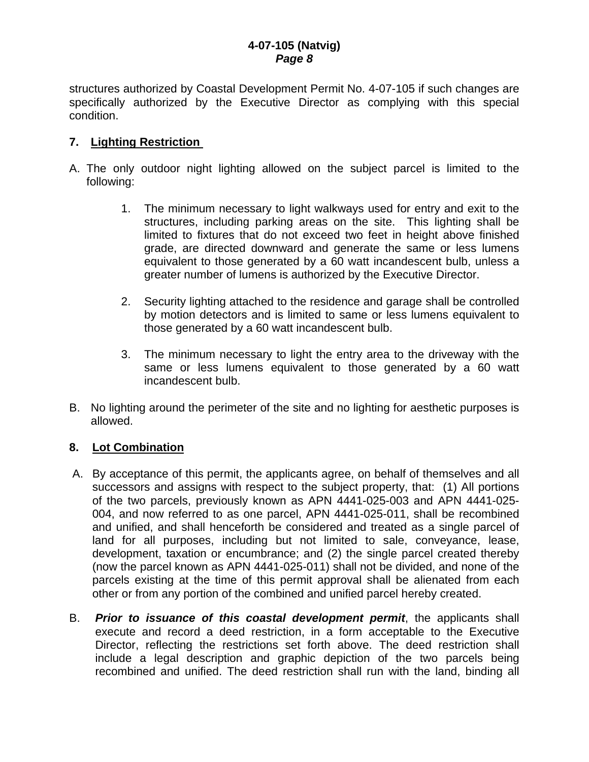structures authorized by Coastal Development Permit No. 4-07-105 if such changes are specifically authorized by the Executive Director as complying with this special condition.

**7. Lighting Restriction**

A. The only outdoor night lighting allowed on the subject parcel is limited to the following:

1. The minimum necessary to light walkways used for entry and exit to the structures, including parking areas on the site. This lighting shall be limited to fixtures that do not exceed two feet in height above finished grade, are directed downward and generate the same or less lumens equivalent to those generated by a 60 watt incandescent bulb, unless a greater number of lumens is authorized by the Executive Director.

2. Security lighting attached to the residence and garage shall be controlled by motion detectors and is limited to same or less lumens equivalent to those generated by a 60 watt incandescent bulb.

3. The minimum necessary to light the entry area to the driveway with the same or less lumens equivalent to those generated by a 60 watt incandescent bulb.

B. No lighting around the perimeter of the site and no lighting for aesthetic purposes is allowed.

**8. Lot Combination**

A. By acceptance of this permit, the applicants agree, on behalf of themselves and all successors and assigns with respect to the subject property, that: (1) All portions of the two parcels, previously known as APN 4441-025-003 and APN 4441-025-004, and now referred to as one parcel, APN 4441-025-011, shall be recombined and unified, and shall henceforth be considered and treated as a single parcel of land for all purposes, including but not limited to sale, conveyance, lease, development, taxation or encumbrance; and (2) the single parcel created thereby (now the parcel known as APN 4441-025-011) shall not be divided, and none of the parcels existing at the time of this permit approval shall be alienated from each other or from any portion of the combined and unified parcel hereby created.

B. ***Prior to issuance of this coastal development permit***, the applicants shall execute and record a deed restriction, in a form acceptable to the Executive Director, reflecting the restrictions set forth above. The deed restriction shall include a legal description and graphic depiction of the two parcels being recombined and unified. The deed restriction shall run with the land, binding all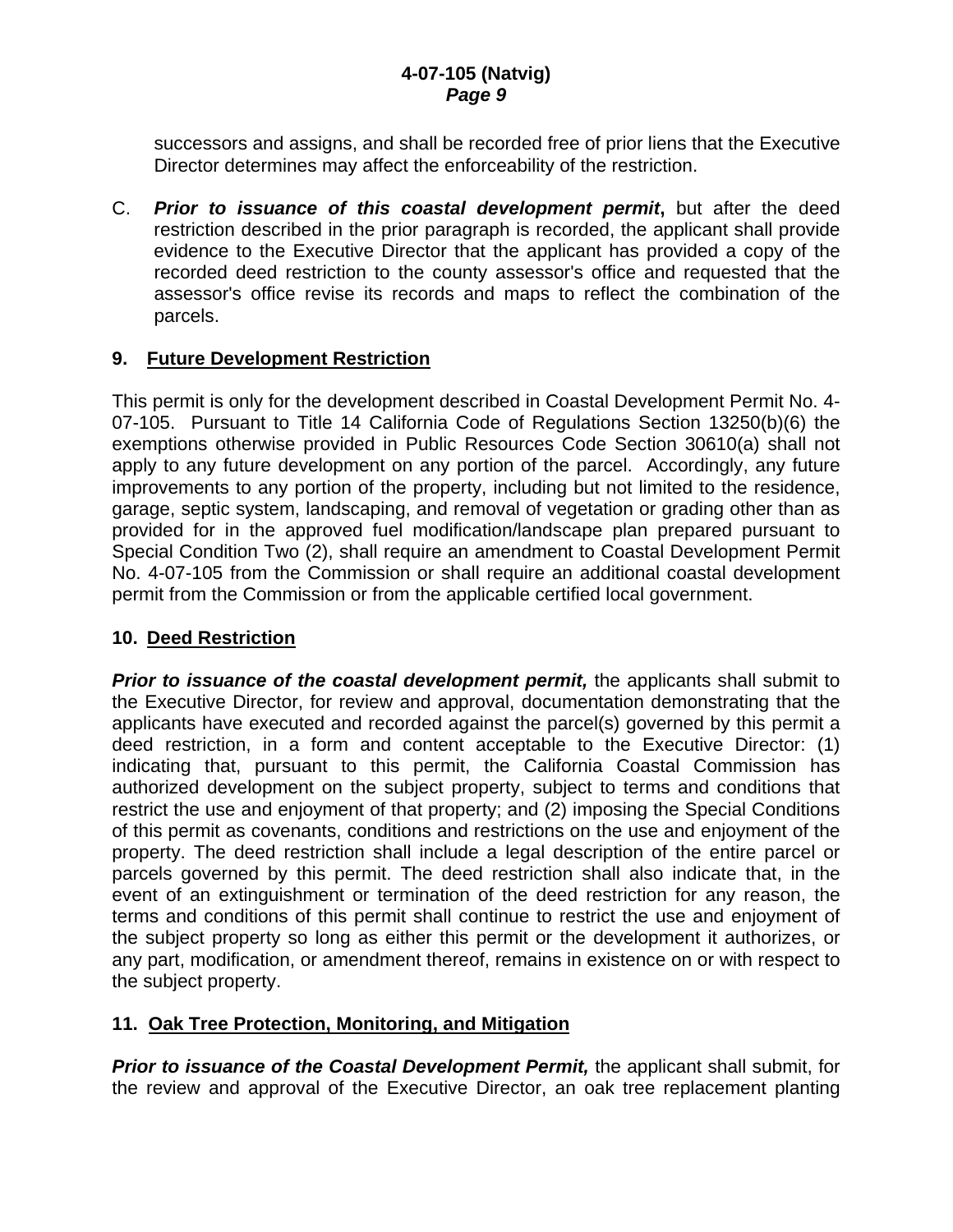successors and assigns, and shall be recorded free of prior liens that the Executive Director determines may affect the enforceability of the restriction.

C. ***Prior to issuance of this coastal development permit*, ** but after the deed restriction described in the prior paragraph is recorded, the applicant shall provide evidence to the Executive Director that the applicant has provided a copy of the recorded deed restriction to the county assessor's office and requested that the assessor's office revise its records and maps to reflect the combination of the parcels.

**9. Future Development Restriction**

This permit is only for the development described in Coastal Development Permit No. 4-07-105. Pursuant to Title 14 California Code of Regulations Section 13250(b)(6) the exemptions otherwise provided in Public Resources Code Section 30610(a) shall not apply to any future development on any portion of the parcel. Accordingly, any future improvements to any portion of the property, including but not limited to the residence, garage, septic system, landscaping, and removal of vegetation or grading other than as provided for in the approved fuel modification/landscape plan prepared pursuant to Special Condition Two (2), shall require an amendment to Coastal Development Permit No. 4-07-105 from the Commission or shall require an additional coastal development permit from the Commission or from the applicable certified local government.

**10. Deed Restriction**

***Prior to issuance of the coastal development permit,*** the applicants shall submit to the Executive Director, for review and approval, documentation demonstrating that the applicants have executed and recorded against the parcel(s) governed by this permit a deed restriction, in a form and content acceptable to the Executive Director: (1) indicating that, pursuant to this permit, the California Coastal Commission has authorized development on the subject property, subject to terms and conditions that restrict the use and enjoyment of that property; and (2) imposing the Special Conditions of this permit as covenants, conditions and restrictions on the use and enjoyment of the property. The deed restriction shall include a legal description of the entire parcel or parcels governed by this permit. The deed restriction shall also indicate that, in the event of an extinguishment or termination of the deed restriction for any reason, the terms and conditions of this permit shall continue to restrict the use and enjoyment of the subject property so long as either this permit or the development it authorizes, or any part, modification, or amendment thereof, remains in existence on or with respect to the subject property.

**11. Oak Tree Protection, Monitoring, and Mitigation**

***Prior to issuance of the Coastal Development Permit,*** the applicant shall submit, for the review and approval of the Executive Director, an oak tree replacement planting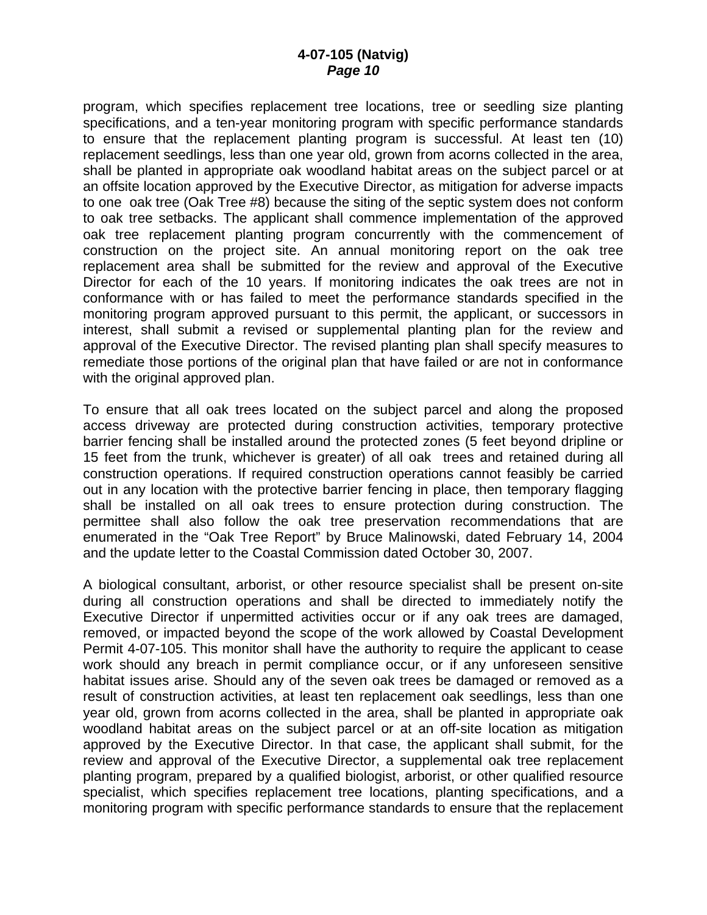program, which specifies replacement tree locations, tree or seedling size planting specifications, and a ten-year monitoring program with specific performance standards to ensure that the replacement planting program is successful. At least ten (10) replacement seedlings, less than one year old, grown from acorns collected in the area, shall be planted in appropriate oak woodland habitat areas on the subject parcel or at an offsite location approved by the Executive Director, as mitigation for adverse impacts to one oak tree (Oak Tree #8) because the siting of the septic system does not conform to oak tree setbacks. The applicant shall commence implementation of the approved oak tree replacement planting program concurrently with the commencement of construction on the project site. An annual monitoring report on the oak tree replacement area shall be submitted for the review and approval of the Executive Director for each of the 10 years. If monitoring indicates the oak trees are not in conformance with or has failed to meet the performance standards specified in the monitoring program approved pursuant to this permit, the applicant, or successors in interest, shall submit a revised or supplemental planting plan for the review and approval of the Executive Director. The revised planting plan shall specify measures to remediate those portions of the original plan that have failed or are not in conformance with the original approved plan.

To ensure that all oak trees located on the subject parcel and along the proposed access driveway are protected during construction activities, temporary protective barrier fencing shall be installed around the protected zones (5 feet beyond dripline or 15 feet from the trunk, whichever is greater) of all oak trees and retained during all construction operations. If required construction operations cannot feasibly be carried out in any location with the protective barrier fencing in place, then temporary flagging shall be installed on all oak trees to ensure protection during construction. The permittee shall also follow the oak tree preservation recommendations that are enumerated in the "Oak Tree Report" by Bruce Malinowski, dated February 14, 2004 and the update letter to the Coastal Commission dated October 30, 2007.

A biological consultant, arborist, or other resource specialist shall be present on-site during all construction operations and shall be directed to immediately notify the Executive Director if unpermitted activities occur or if any oak trees are damaged, removed, or impacted beyond the scope of the work allowed by Coastal Development Permit 4-07-105. This monitor shall have the authority to require the applicant to cease work should any breach in permit compliance occur, or if any unforeseen sensitive habitat issues arise. Should any of the seven oak trees be damaged or removed as a result of construction activities, at least ten replacement oak seedlings, less than one year old, grown from acorns collected in the area, shall be planted in appropriate oak woodland habitat areas on the subject parcel or at an off-site location as mitigation approved by the Executive Director. In that case, the applicant shall submit, for the review and approval of the Executive Director, a supplemental oak tree replacement planting program, prepared by a qualified biologist, arborist, or other qualified resource specialist, which specifies replacement tree locations, planting specifications, and a monitoring program with specific performance standards to ensure that the replacement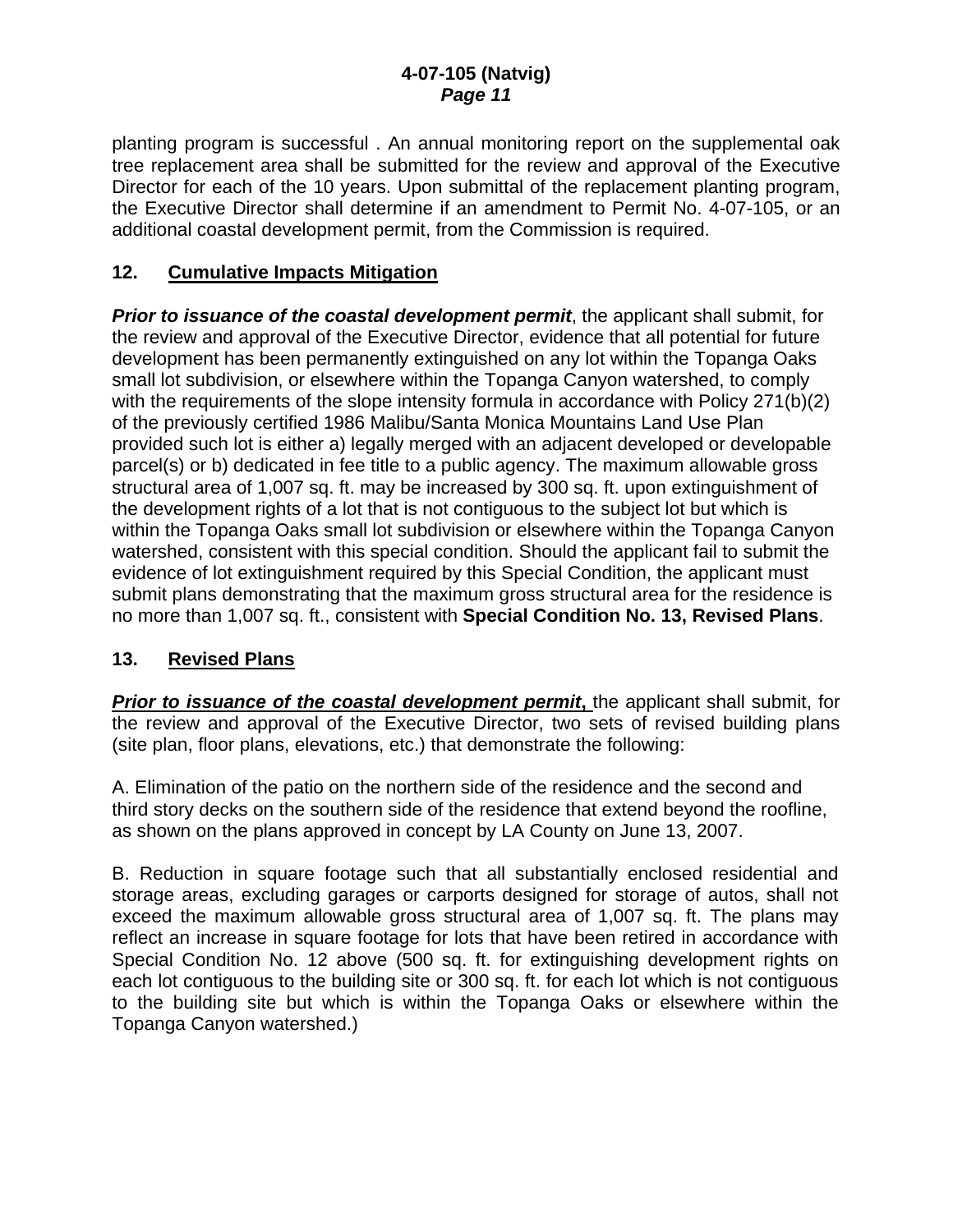planting program is successful . An annual monitoring report on the supplemental oak tree replacement area shall be submitted for the review and approval of the Executive Director for each of the 10 years. Upon submittal of the replacement planting program, the Executive Director shall determine if an amendment to Permit No. 4-07-105, or an additional coastal development permit, from the Commission is required.

## 12. Cumulative Impacts Mitigation

***Prior to issuance of the coastal development permit***, the applicant shall submit, for the review and approval of the Executive Director, evidence that all potential for future development has been permanently extinguished on any lot within the Topanga Oaks small lot subdivision, or elsewhere within the Topanga Canyon watershed, to comply with the requirements of the slope intensity formula in accordance with Policy 271(b)(2) of the previously certified 1986 Malibu/Santa Monica Mountains Land Use Plan provided such lot is either a) legally merged with an adjacent developed or developable parcel(s) or b) dedicated in fee title to a public agency. The maximum allowable gross structural area of 1,007 sq. ft. may be increased by 300 sq. ft. upon extinguishment of the development rights of a lot that is not contiguous to the subject lot but which is within the Topanga Oaks small lot subdivision or elsewhere within the Topanga Canyon watershed, consistent with this special condition. Should the applicant fail to submit the evidence of lot extinguishment required by this Special Condition, the applicant must submit plans demonstrating that the maximum gross structural area for the residence is no more than 1,007 sq. ft., consistent with **Special Condition No. 13, Revised Plans**.

## 13. Revised Plans

***Prior to issuance of the coastal development permit*,** the applicant shall submit, for the review and approval of the Executive Director, two sets of revised building plans (site plan, floor plans, elevations, etc.) that demonstrate the following:

A. Elimination of the patio on the northern side of the residence and the second and third story decks on the southern side of the residence that extend beyond the roofline, as shown on the plans approved in concept by LA County on June 13, 2007.

B. Reduction in square footage such that all substantially enclosed residential and storage areas, excluding garages or carports designed for storage of autos, shall not exceed the maximum allowable gross structural area of 1,007 sq. ft. The plans may reflect an increase in square footage for lots that have been retired in accordance with Special Condition No. 12 above (500 sq. ft. for extinguishing development rights on each lot contiguous to the building site or 300 sq. ft. for each lot which is not contiguous to the building site but which is within the Topanga Oaks or elsewhere within the Topanga Canyon watershed.)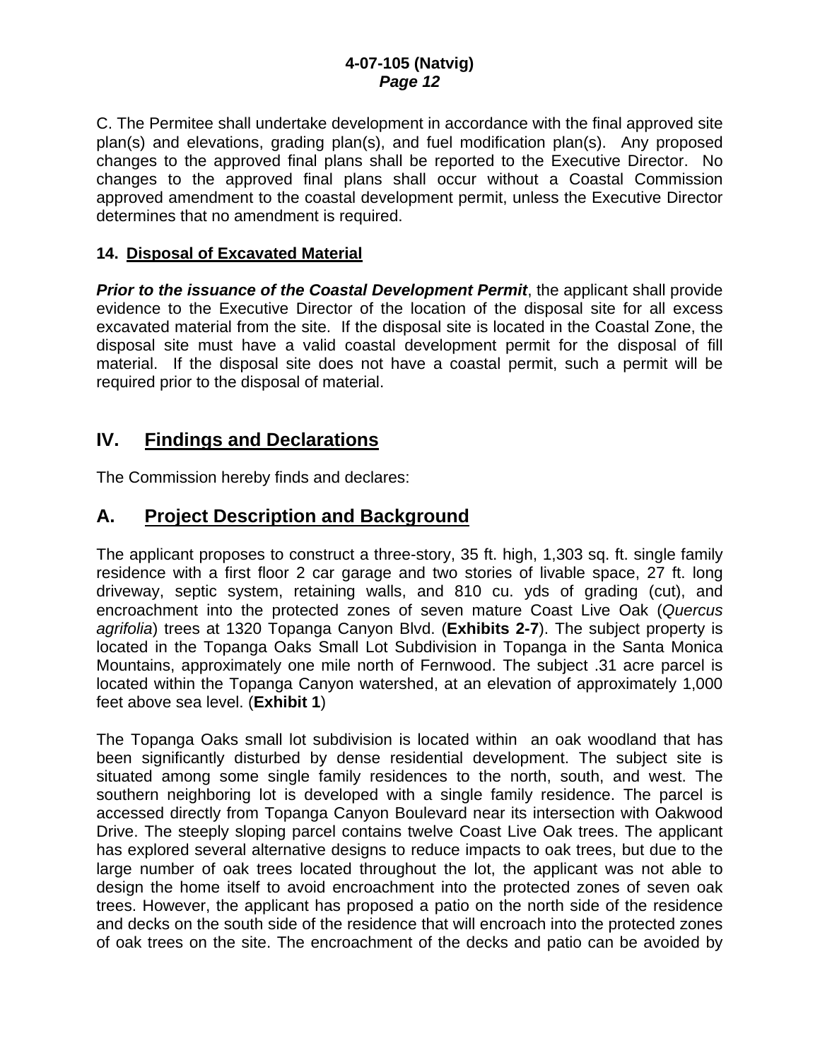C. The Permitee shall undertake development in accordance with the final approved site plan(s) and elevations, grading plan(s), and fuel modification plan(s). Any proposed changes to the approved final plans shall be reported to the Executive Director. No changes to the approved final plans shall occur without a Coastal Commission approved amendment to the coastal development permit, unless the Executive Director determines that no amendment is required.

**14. Disposal of Excavated Material**

***Prior to the issuance of the Coastal Development Permit***, the applicant shall provide evidence to the Executive Director of the location of the disposal site for all excess excavated material from the site. If the disposal site is located in the Coastal Zone, the disposal site must have a valid coastal development permit for the disposal of fill material. If the disposal site does not have a coastal permit, such a permit will be required prior to the disposal of material.

## IV. Findings and Declarations

The Commission hereby finds and declares:

## A. Project Description and Background

The applicant proposes to construct a three-story, 35 ft. high, 1,303 sq. ft. single family residence with a first floor 2 car garage and two stories of livable space, 27 ft. long driveway, septic system, retaining walls, and 810 cu. yds of grading (cut), and encroachment into the protected zones of seven mature Coast Live Oak (*Quercus agrifolia*) trees at 1320 Topanga Canyon Blvd. (**Exhibits 2-7**). The subject property is located in the Topanga Oaks Small Lot Subdivision in Topanga in the Santa Monica Mountains, approximately one mile north of Fernwood. The subject .31 acre parcel is located within the Topanga Canyon watershed, at an elevation of approximately 1,000 feet above sea level. (**Exhibit 1**)

The Topanga Oaks small lot subdivision is located within an oak woodland that has been significantly disturbed by dense residential development. The subject site is situated among some single family residences to the north, south, and west. The southern neighboring lot is developed with a single family residence. The parcel is accessed directly from Topanga Canyon Boulevard near its intersection with Oakwood Drive. The steeply sloping parcel contains twelve Coast Live Oak trees. The applicant has explored several alternative designs to reduce impacts to oak trees, but due to the large number of oak trees located throughout the lot, the applicant was not able to design the home itself to avoid encroachment into the protected zones of seven oak trees. However, the applicant has proposed a patio on the north side of the residence and decks on the south side of the residence that will encroach into the protected zones of oak trees on the site. The encroachment of the decks and patio can be avoided by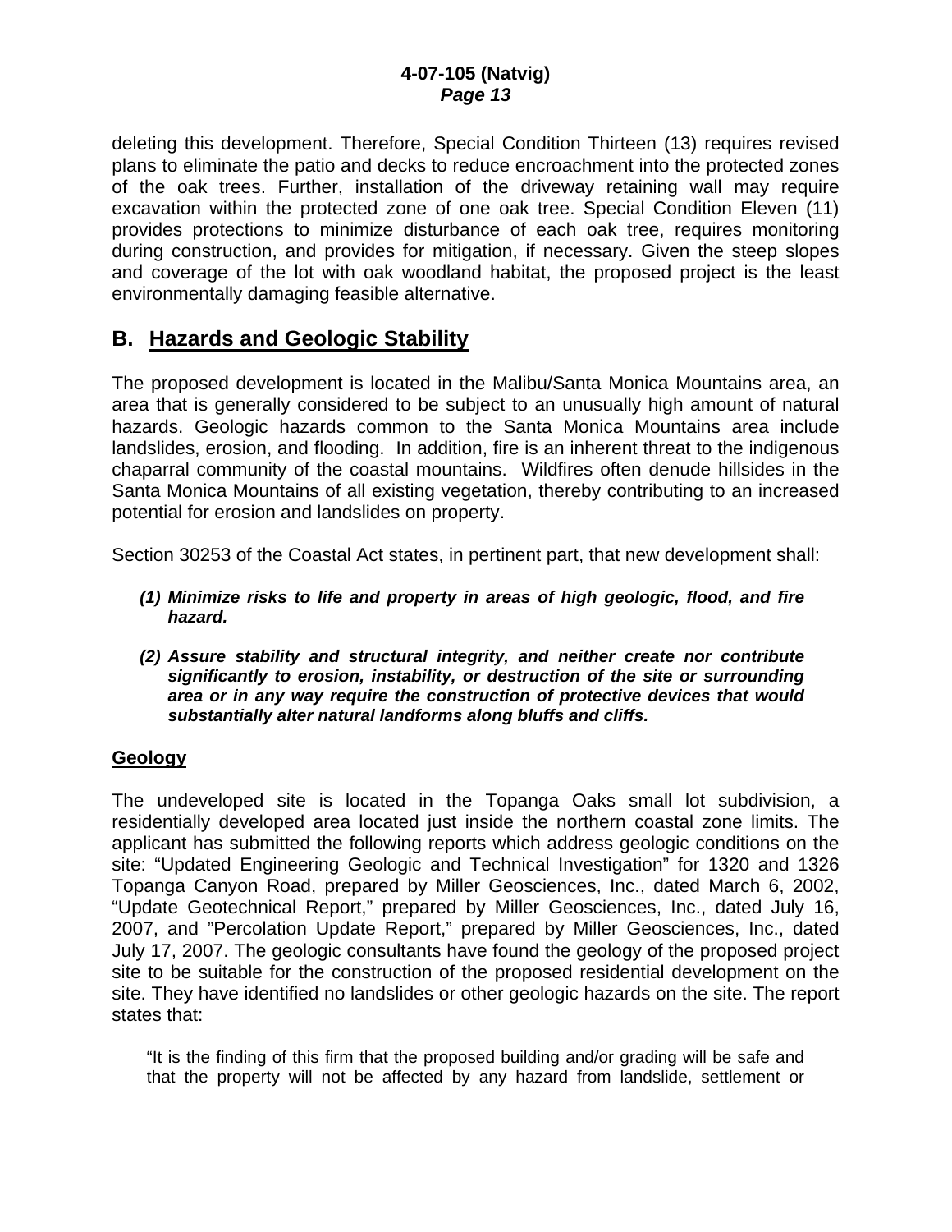deleting this development. Therefore, Special Condition Thirteen (13) requires revised plans to eliminate the patio and decks to reduce encroachment into the protected zones of the oak trees. Further, installation of the driveway retaining wall may require excavation within the protected zone of one oak tree. Special Condition Eleven (11) provides protections to minimize disturbance of each oak tree, requires monitoring during construction, and provides for mitigation, if necessary. Given the steep slopes and coverage of the lot with oak woodland habitat, the proposed project is the least environmentally damaging feasible alternative.

## B. Hazards and Geologic Stability

The proposed development is located in the Malibu/Santa Monica Mountains area, an area that is generally considered to be subject to an unusually high amount of natural hazards. Geologic hazards common to the Santa Monica Mountains area include landslides, erosion, and flooding. In addition, fire is an inherent threat to the indigenous chaparral community of the coastal mountains. Wildfires often denude hillsides in the Santa Monica Mountains of all existing vegetation, thereby contributing to an increased potential for erosion and landslides on property.

Section 30253 of the Coastal Act states, in pertinent part, that new development shall:

> ***(1) Minimize risks to life and property in areas of high geologic, flood, and fire hazard.***
>
> ***(2) Assure stability and structural integrity, and neither create nor contribute significantly to erosion, instability, or destruction of the site or surrounding area or in any way require the construction of protective devices that would substantially alter natural landforms along bluffs and cliffs.***

### Geology

The undeveloped site is located in the Topanga Oaks small lot subdivision, a residentially developed area located just inside the northern coastal zone limits. The applicant has submitted the following reports which address geologic conditions on the site: "Updated Engineering Geologic and Technical Investigation" for 1320 and 1326 Topanga Canyon Road, prepared by Miller Geosciences, Inc., dated March 6, 2002, "Update Geotechnical Report," prepared by Miller Geosciences, Inc., dated July 16, 2007, and "Percolation Update Report," prepared by Miller Geosciences, Inc., dated July 17, 2007. The geologic consultants have found the geology of the proposed project site to be suitable for the construction of the proposed residential development on the site. They have identified no landslides or other geologic hazards on the site. The report states that:

> "It is the finding of this firm that the proposed building and/or grading will be safe and that the property will not be affected by any hazard from landslide, settlement or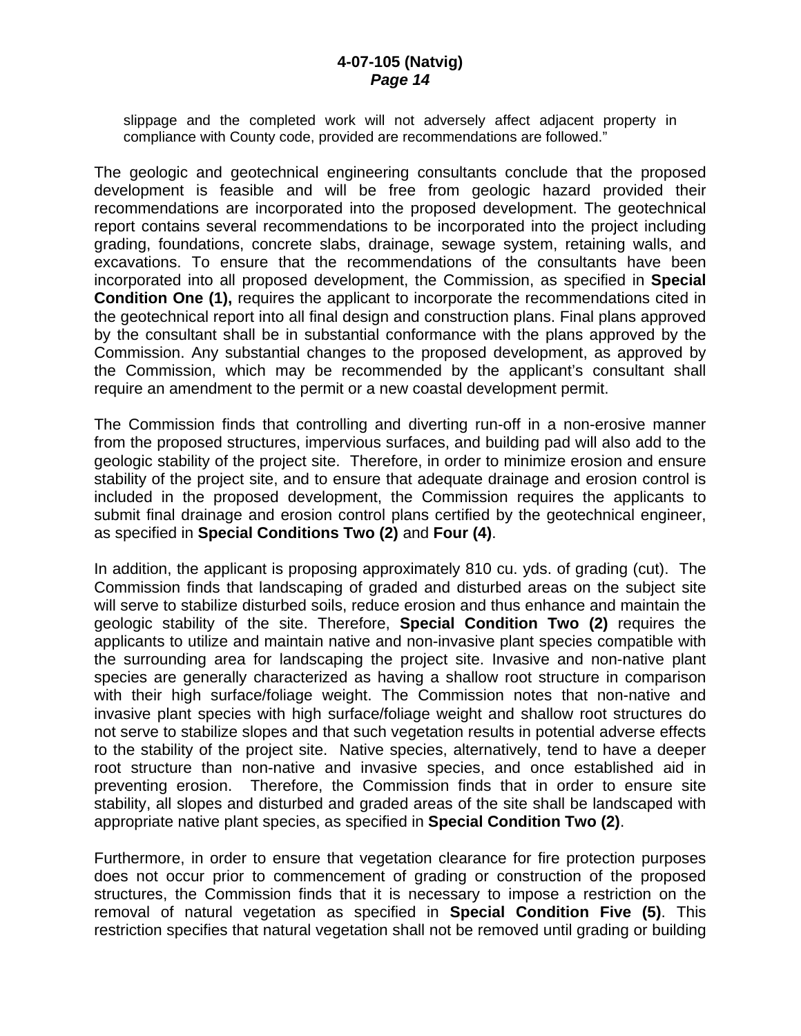slippage and the completed work will not adversely affect adjacent property in compliance with County code, provided are recommendations are followed."

The geologic and geotechnical engineering consultants conclude that the proposed development is feasible and will be free from geologic hazard provided their recommendations are incorporated into the proposed development. The geotechnical report contains several recommendations to be incorporated into the project including grading, foundations, concrete slabs, drainage, sewage system, retaining walls, and excavations. To ensure that the recommendations of the consultants have been incorporated into all proposed development, the Commission, as specified in **Special Condition One (1),** requires the applicant to incorporate the recommendations cited in the geotechnical report into all final design and construction plans. Final plans approved by the consultant shall be in substantial conformance with the plans approved by the Commission. Any substantial changes to the proposed development, as approved by the Commission, which may be recommended by the applicant's consultant shall require an amendment to the permit or a new coastal development permit.

The Commission finds that controlling and diverting run-off in a non-erosive manner from the proposed structures, impervious surfaces, and building pad will also add to the geologic stability of the project site. Therefore, in order to minimize erosion and ensure stability of the project site, and to ensure that adequate drainage and erosion control is included in the proposed development, the Commission requires the applicants to submit final drainage and erosion control plans certified by the geotechnical engineer, as specified in **Special Conditions Two (2)** and **Four (4)**.

In addition, the applicant is proposing approximately 810 cu. yds. of grading (cut). The Commission finds that landscaping of graded and disturbed areas on the subject site will serve to stabilize disturbed soils, reduce erosion and thus enhance and maintain the geologic stability of the site. Therefore, **Special Condition Two (2)** requires the applicants to utilize and maintain native and non-invasive plant species compatible with the surrounding area for landscaping the project site. Invasive and non-native plant species are generally characterized as having a shallow root structure in comparison with their high surface/foliage weight. The Commission notes that non-native and invasive plant species with high surface/foliage weight and shallow root structures do not serve to stabilize slopes and that such vegetation results in potential adverse effects to the stability of the project site. Native species, alternatively, tend to have a deeper root structure than non-native and invasive species, and once established aid in preventing erosion. Therefore, the Commission finds that in order to ensure site stability, all slopes and disturbed and graded areas of the site shall be landscaped with appropriate native plant species, as specified in **Special Condition Two (2)**.

Furthermore, in order to ensure that vegetation clearance for fire protection purposes does not occur prior to commencement of grading or construction of the proposed structures, the Commission finds that it is necessary to impose a restriction on the removal of natural vegetation as specified in **Special Condition Five (5)**. This restriction specifies that natural vegetation shall not be removed until grading or building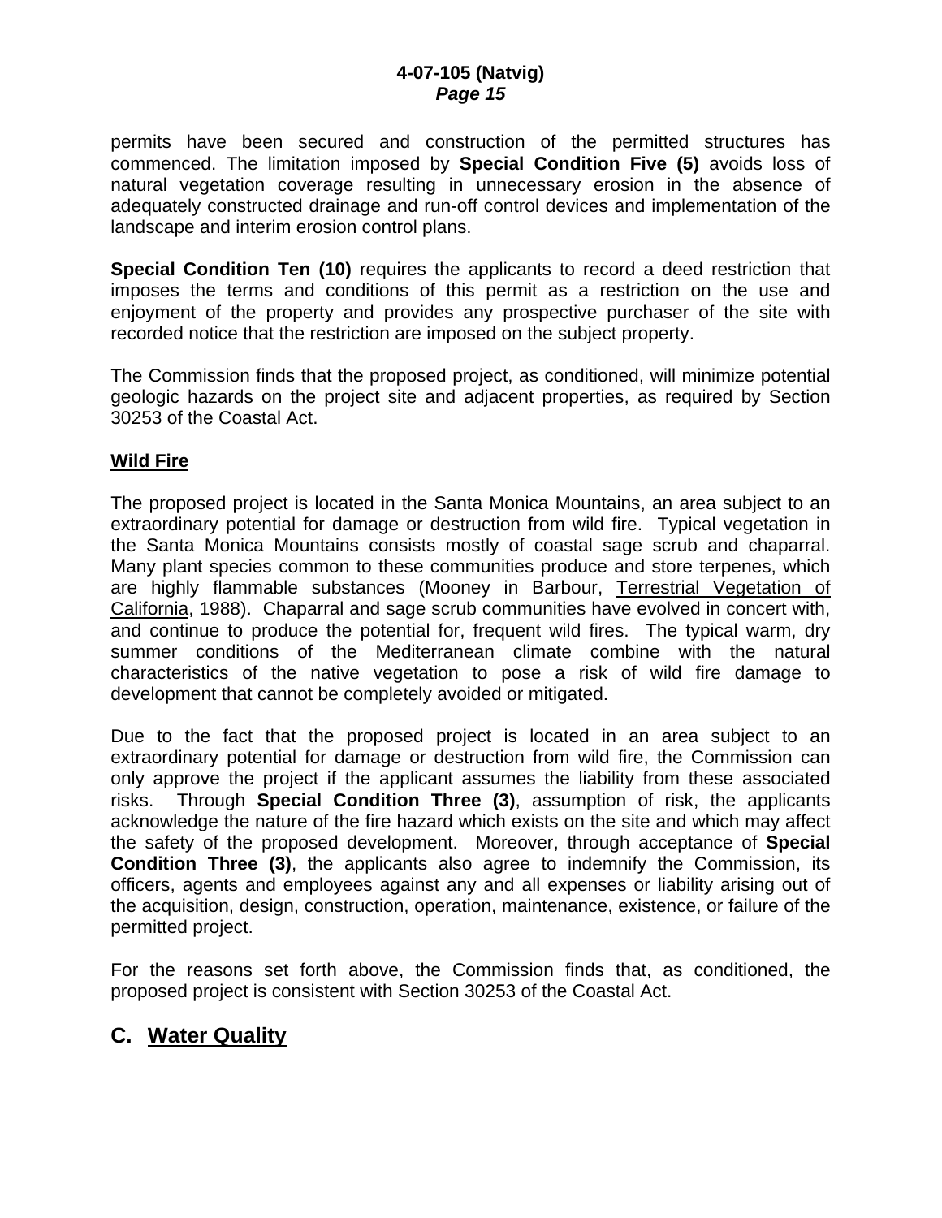permits have been secured and construction of the permitted structures has commenced. The limitation imposed by **Special Condition Five (5)** avoids loss of natural vegetation coverage resulting in unnecessary erosion in the absence of adequately constructed drainage and run-off control devices and implementation of the landscape and interim erosion control plans.

**Special Condition Ten (10)** requires the applicants to record a deed restriction that imposes the terms and conditions of this permit as a restriction on the use and enjoyment of the property and provides any prospective purchaser of the site with recorded notice that the restriction are imposed on the subject property.

The Commission finds that the proposed project, as conditioned, will minimize potential geologic hazards on the project site and adjacent properties, as required by Section 30253 of the Coastal Act.

**Wild Fire**

The proposed project is located in the Santa Monica Mountains, an area subject to an extraordinary potential for damage or destruction from wild fire. Typical vegetation in the Santa Monica Mountains consists mostly of coastal sage scrub and chaparral. Many plant species common to these communities produce and store terpenes, which are highly flammable substances (Mooney in Barbour, Terrestrial Vegetation of California, 1988). Chaparral and sage scrub communities have evolved in concert with, and continue to produce the potential for, frequent wild fires. The typical warm, dry summer conditions of the Mediterranean climate combine with the natural characteristics of the native vegetation to pose a risk of wild fire damage to development that cannot be completely avoided or mitigated.

Due to the fact that the proposed project is located in an area subject to an extraordinary potential for damage or destruction from wild fire, the Commission can only approve the project if the applicant assumes the liability from these associated risks. Through **Special Condition Three (3)**, assumption of risk, the applicants acknowledge the nature of the fire hazard which exists on the site and which may affect the safety of the proposed development. Moreover, through acceptance of **Special Condition Three (3)**, the applicants also agree to indemnify the Commission, its officers, agents and employees against any and all expenses or liability arising out of the acquisition, design, construction, operation, maintenance, existence, or failure of the permitted project.

For the reasons set forth above, the Commission finds that, as conditioned, the proposed project is consistent with Section 30253 of the Coastal Act.

## C. Water Quality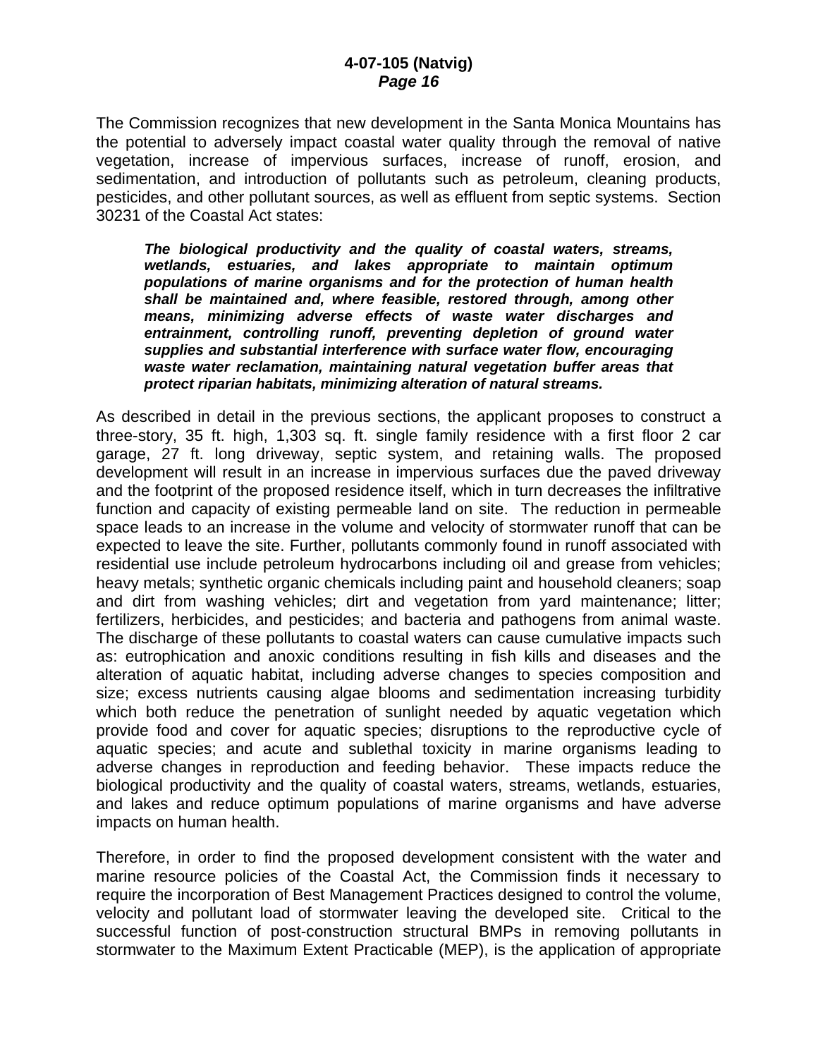The Commission recognizes that new development in the Santa Monica Mountains has the potential to adversely impact coastal water quality through the removal of native vegetation, increase of impervious surfaces, increase of runoff, erosion, and sedimentation, and introduction of pollutants such as petroleum, cleaning products, pesticides, and other pollutant sources, as well as effluent from septic systems. Section 30231 of the Coastal Act states:

> ***The biological productivity and the quality of coastal waters, streams, wetlands, estuaries, and lakes appropriate to maintain optimum populations of marine organisms and for the protection of human health shall be maintained and, where feasible, restored through, among other means, minimizing adverse effects of waste water discharges and entrainment, controlling runoff, preventing depletion of ground water supplies and substantial interference with surface water flow, encouraging waste water reclamation, maintaining natural vegetation buffer areas that protect riparian habitats, minimizing alteration of natural streams.***

As described in detail in the previous sections, the applicant proposes to construct a three-story, 35 ft. high, 1,303 sq. ft. single family residence with a first floor 2 car garage, 27 ft. long driveway, septic system, and retaining walls. The proposed development will result in an increase in impervious surfaces due the paved driveway and the footprint of the proposed residence itself, which in turn decreases the infiltrative function and capacity of existing permeable land on site. The reduction in permeable space leads to an increase in the volume and velocity of stormwater runoff that can be expected to leave the site. Further, pollutants commonly found in runoff associated with residential use include petroleum hydrocarbons including oil and grease from vehicles; heavy metals; synthetic organic chemicals including paint and household cleaners; soap and dirt from washing vehicles; dirt and vegetation from yard maintenance; litter; fertilizers, herbicides, and pesticides; and bacteria and pathogens from animal waste. The discharge of these pollutants to coastal waters can cause cumulative impacts such as: eutrophication and anoxic conditions resulting in fish kills and diseases and the alteration of aquatic habitat, including adverse changes to species composition and size; excess nutrients causing algae blooms and sedimentation increasing turbidity which both reduce the penetration of sunlight needed by aquatic vegetation which provide food and cover for aquatic species; disruptions to the reproductive cycle of aquatic species; and acute and sublethal toxicity in marine organisms leading to adverse changes in reproduction and feeding behavior. These impacts reduce the biological productivity and the quality of coastal waters, streams, wetlands, estuaries, and lakes and reduce optimum populations of marine organisms and have adverse impacts on human health.

Therefore, in order to find the proposed development consistent with the water and marine resource policies of the Coastal Act, the Commission finds it necessary to require the incorporation of Best Management Practices designed to control the volume, velocity and pollutant load of stormwater leaving the developed site. Critical to the successful function of post-construction structural BMPs in removing pollutants in stormwater to the Maximum Extent Practicable (MEP), is the application of appropriate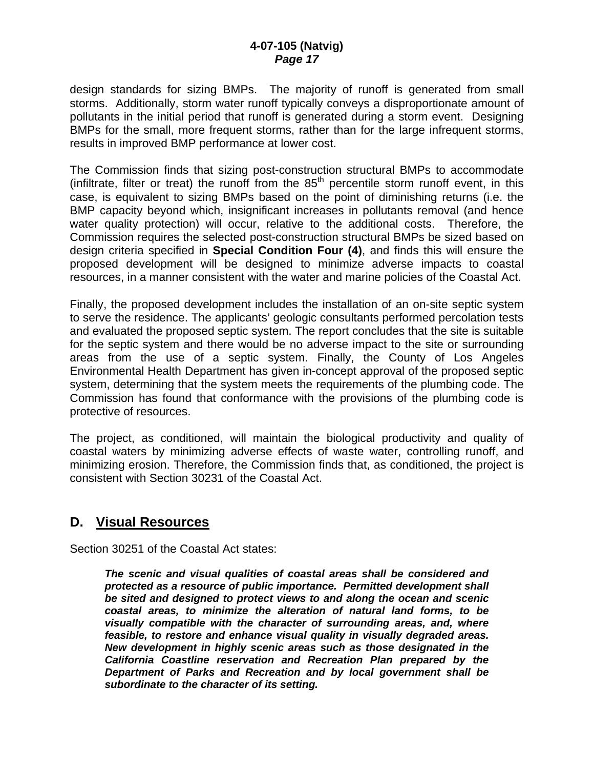design standards for sizing BMPs. The majority of runoff is generated from small storms. Additionally, storm water runoff typically conveys a disproportionate amount of pollutants in the initial period that runoff is generated during a storm event. Designing BMPs for the small, more frequent storms, rather than for the large infrequent storms, results in improved BMP performance at lower cost.

The Commission finds that sizing post-construction structural BMPs to accommodate (infiltrate, filter or treat) the runoff from the $85^{th}$ percentile storm runoff event, in this case, is equivalent to sizing BMPs based on the point of diminishing returns (i.e. the BMP capacity beyond which, insignificant increases in pollutants removal (and hence water quality protection) will occur, relative to the additional costs. Therefore, the Commission requires the selected post-construction structural BMPs be sized based on design criteria specified in **Special Condition Four (4)**, and finds this will ensure the proposed development will be designed to minimize adverse impacts to coastal resources, in a manner consistent with the water and marine policies of the Coastal Act.

Finally, the proposed development includes the installation of an on-site septic system to serve the residence. The applicants' geologic consultants performed percolation tests and evaluated the proposed septic system. The report concludes that the site is suitable for the septic system and there would be no adverse impact to the site or surrounding areas from the use of a septic system. Finally, the County of Los Angeles Environmental Health Department has given in-concept approval of the proposed septic system, determining that the system meets the requirements of the plumbing code. The Commission has found that conformance with the provisions of the plumbing code is protective of resources.

The project, as conditioned, will maintain the biological productivity and quality of coastal waters by minimizing adverse effects of waste water, controlling runoff, and minimizing erosion. Therefore, the Commission finds that, as conditioned, the project is consistent with Section 30231 of the Coastal Act.

## D. Visual Resources

Section 30251 of the Coastal Act states:

> ***The scenic and visual qualities of coastal areas shall be considered and protected as a resource of public importance. Permitted development shall be sited and designed to protect views to and along the ocean and scenic coastal areas, to minimize the alteration of natural land forms, to be visually compatible with the character of surrounding areas, and, where feasible, to restore and enhance visual quality in visually degraded areas. New development in highly scenic areas such as those designated in the California Coastline reservation and Recreation Plan prepared by the Department of Parks and Recreation and by local government shall be subordinate to the character of its setting.***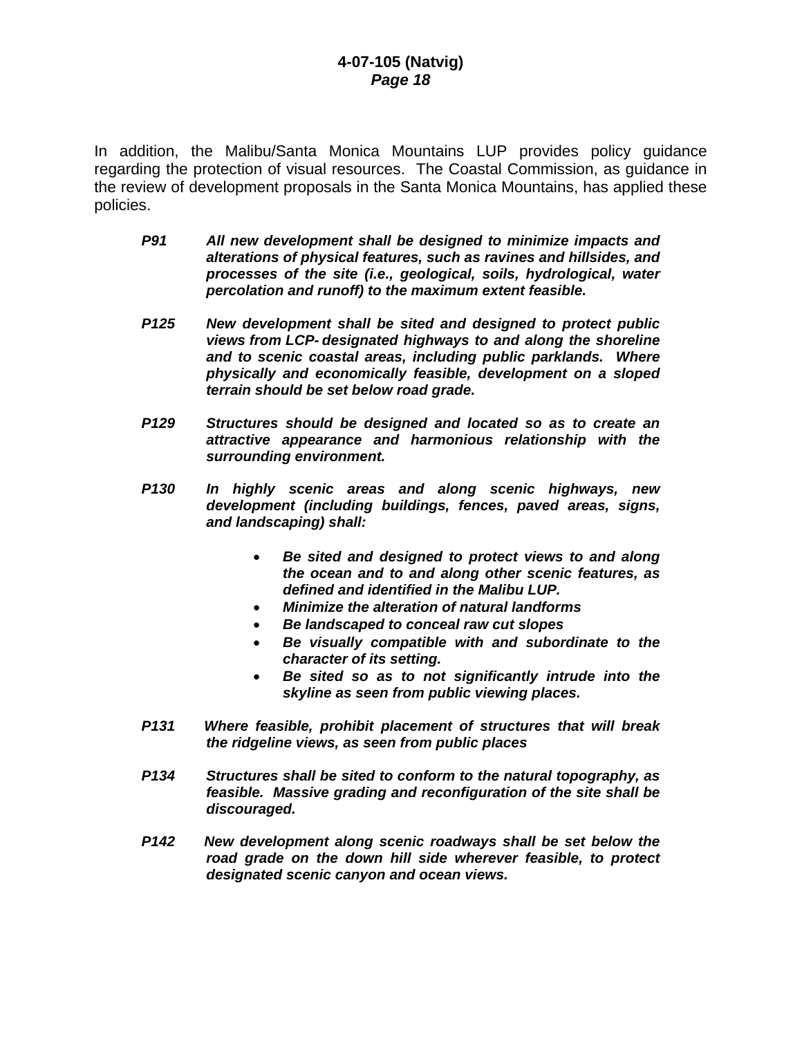In addition, the Malibu/Santa Monica Mountains LUP provides policy guidance regarding the protection of visual resources. The Coastal Commission, as guidance in the review of development proposals in the Santa Monica Mountains, has applied these policies.

***P91*** ***All new development shall be designed to minimize impacts and alterations of physical features, such as ravines and hillsides, and processes of the site (i.e., geological, soils, hydrological, water percolation and runoff) to the maximum extent feasible.***

***P125*** ***New development shall be sited and designed to protect public views from LCP- designated highways to and along the shoreline and to scenic coastal areas, including public parklands. Where physically and economically feasible, development on a sloped terrain should be set below road grade.***

***P129*** ***Structures should be designed and located so as to create an attractive appearance and harmonious relationship with the surrounding environment.***

***P130*** ***In highly scenic areas and along scenic highways, new development (including buildings, fences, paved areas, signs, and landscaping) shall:***

- ***Be sited and designed to protect views to and along the ocean and to and along other scenic features, as defined and identified in the Malibu LUP.***
- ***Minimize the alteration of natural landforms***
- ***Be landscaped to conceal raw cut slopes***
- ***Be visually compatible with and subordinate to the character of its setting.***
- ***Be sited so as to not significantly intrude into the skyline as seen from public viewing places.***

***P131*** ***Where feasible, prohibit placement of structures that will break the ridgeline views, as seen from public places***

***P134*** ***Structures shall be sited to conform to the natural topography, as feasible. Massive grading and reconfiguration of the site shall be discouraged.***

***P142*** ***New development along scenic roadways shall be set below the road grade on the down hill side wherever feasible, to protect designated scenic canyon and ocean views.***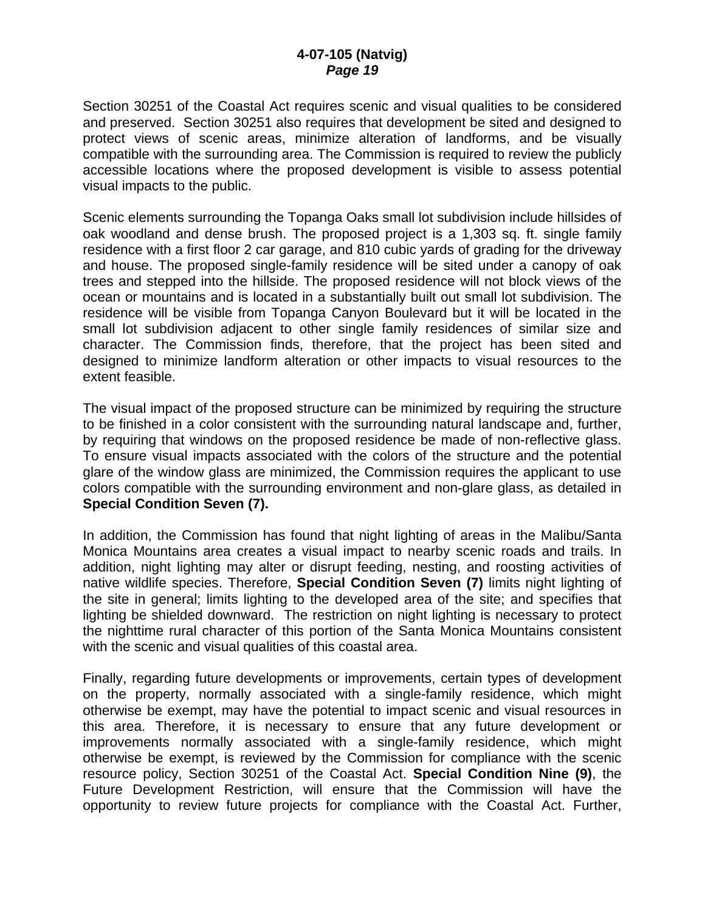Section 30251 of the Coastal Act requires scenic and visual qualities to be considered and preserved. Section 30251 also requires that development be sited and designed to protect views of scenic areas, minimize alteration of landforms, and be visually compatible with the surrounding area. The Commission is required to review the publicly accessible locations where the proposed development is visible to assess potential visual impacts to the public.

Scenic elements surrounding the Topanga Oaks small lot subdivision include hillsides of oak woodland and dense brush. The proposed project is a 1,303 sq. ft. single family residence with a first floor 2 car garage, and 810 cubic yards of grading for the driveway and house. The proposed single-family residence will be sited under a canopy of oak trees and stepped into the hillside. The proposed residence will not block views of the ocean or mountains and is located in a substantially built out small lot subdivision. The residence will be visible from Topanga Canyon Boulevard but it will be located in the small lot subdivision adjacent to other single family residences of similar size and character. The Commission finds, therefore, that the project has been sited and designed to minimize landform alteration or other impacts to visual resources to the extent feasible.

The visual impact of the proposed structure can be minimized by requiring the structure to be finished in a color consistent with the surrounding natural landscape and, further, by requiring that windows on the proposed residence be made of non-reflective glass. To ensure visual impacts associated with the colors of the structure and the potential glare of the window glass are minimized, the Commission requires the applicant to use colors compatible with the surrounding environment and non-glare glass, as detailed in **Special Condition Seven (7).**

In addition, the Commission has found that night lighting of areas in the Malibu/Santa Monica Mountains area creates a visual impact to nearby scenic roads and trails. In addition, night lighting may alter or disrupt feeding, nesting, and roosting activities of native wildlife species. Therefore, **Special Condition Seven (7)** limits night lighting of the site in general; limits lighting to the developed area of the site; and specifies that lighting be shielded downward. The restriction on night lighting is necessary to protect the nighttime rural character of this portion of the Santa Monica Mountains consistent with the scenic and visual qualities of this coastal area.

Finally, regarding future developments or improvements, certain types of development on the property, normally associated with a single-family residence, which might otherwise be exempt, may have the potential to impact scenic and visual resources in this area. Therefore, it is necessary to ensure that any future development or improvements normally associated with a single-family residence, which might otherwise be exempt, is reviewed by the Commission for compliance with the scenic resource policy, Section 30251 of the Coastal Act. **Special Condition Nine (9)**, the Future Development Restriction, will ensure that the Commission will have the opportunity to review future projects for compliance with the Coastal Act. Further,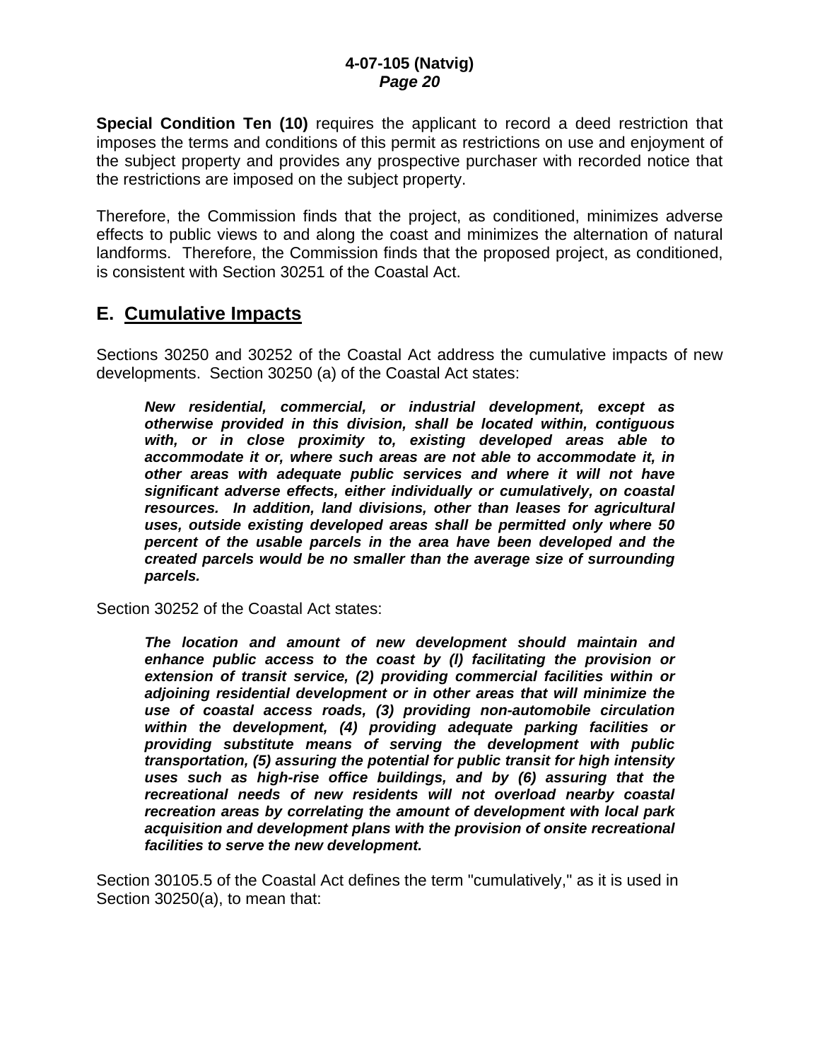**Special Condition Ten (10)** requires the applicant to record a deed restriction that imposes the terms and conditions of this permit as restrictions on use and enjoyment of the subject property and provides any prospective purchaser with recorded notice that the restrictions are imposed on the subject property.

Therefore, the Commission finds that the project, as conditioned, minimizes adverse effects to public views to and along the coast and minimizes the alternation of natural landforms. Therefore, the Commission finds that the proposed project, as conditioned, is consistent with Section 30251 of the Coastal Act.

## E. Cumulative Impacts

Sections 30250 and 30252 of the Coastal Act address the cumulative impacts of new developments. Section 30250 (a) of the Coastal Act states:

> ***New residential, commercial, or industrial development, except as otherwise provided in this division, shall be located within, contiguous with, or in close proximity to, existing developed areas able to accommodate it or, where such areas are not able to accommodate it, in other areas with adequate public services and where it will not have significant adverse effects, either individually or cumulatively, on coastal resources. In addition, land divisions, other than leases for agricultural uses, outside existing developed areas shall be permitted only where 50 percent of the usable parcels in the area have been developed and the created parcels would be no smaller than the average size of surrounding parcels.***

Section 30252 of the Coastal Act states:

> ***The location and amount of new development should maintain and enhance public access to the coast by (l) facilitating the provision or extension of transit service, (2) providing commercial facilities within or adjoining residential development or in other areas that will minimize the use of coastal access roads, (3) providing non-automobile circulation within the development, (4) providing adequate parking facilities or providing substitute means of serving the development with public transportation, (5) assuring the potential for public transit for high intensity uses such as high-rise office buildings, and by (6) assuring that the recreational needs of new residents will not overload nearby coastal recreation areas by correlating the amount of development with local park acquisition and development plans with the provision of onsite recreational facilities to serve the new development.***

Section 30105.5 of the Coastal Act defines the term "cumulatively," as it is used in Section 30250(a), to mean that: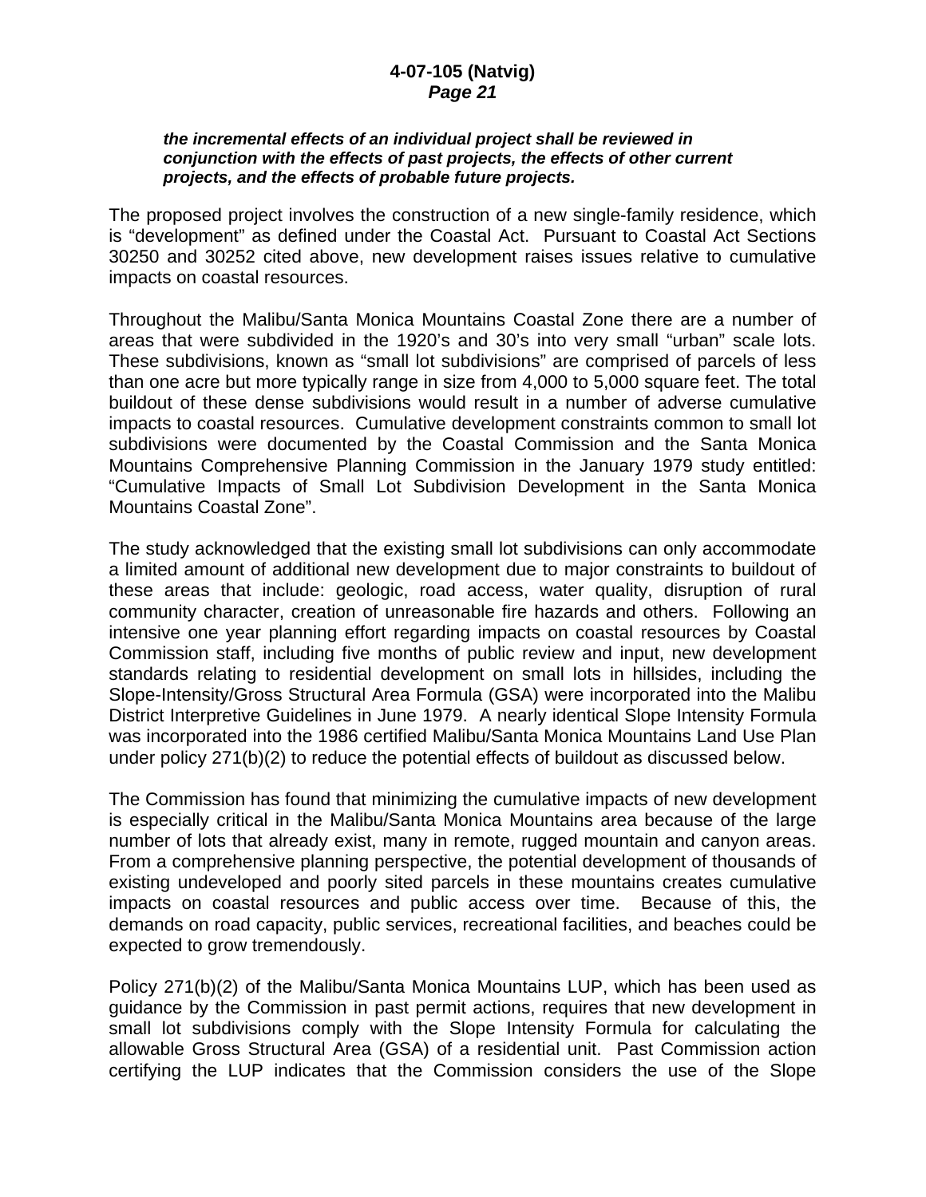***the incremental effects of an individual project shall be reviewed in conjunction with the effects of past projects, the effects of other current projects, and the effects of probable future projects.***

The proposed project involves the construction of a new single-family residence, which is "development" as defined under the Coastal Act. Pursuant to Coastal Act Sections 30250 and 30252 cited above, new development raises issues relative to cumulative impacts on coastal resources.

Throughout the Malibu/Santa Monica Mountains Coastal Zone there are a number of areas that were subdivided in the 1920's and 30's into very small "urban" scale lots. These subdivisions, known as "small lot subdivisions" are comprised of parcels of less than one acre but more typically range in size from 4,000 to 5,000 square feet. The total buildout of these dense subdivisions would result in a number of adverse cumulative impacts to coastal resources. Cumulative development constraints common to small lot subdivisions were documented by the Coastal Commission and the Santa Monica Mountains Comprehensive Planning Commission in the January 1979 study entitled: "Cumulative Impacts of Small Lot Subdivision Development in the Santa Monica Mountains Coastal Zone".

The study acknowledged that the existing small lot subdivisions can only accommodate a limited amount of additional new development due to major constraints to buildout of these areas that include: geologic, road access, water quality, disruption of rural community character, creation of unreasonable fire hazards and others. Following an intensive one year planning effort regarding impacts on coastal resources by Coastal Commission staff, including five months of public review and input, new development standards relating to residential development on small lots in hillsides, including the Slope-Intensity/Gross Structural Area Formula (GSA) were incorporated into the Malibu District Interpretive Guidelines in June 1979. A nearly identical Slope Intensity Formula was incorporated into the 1986 certified Malibu/Santa Monica Mountains Land Use Plan under policy 271(b)(2) to reduce the potential effects of buildout as discussed below.

The Commission has found that minimizing the cumulative impacts of new development is especially critical in the Malibu/Santa Monica Mountains area because of the large number of lots that already exist, many in remote, rugged mountain and canyon areas. From a comprehensive planning perspective, the potential development of thousands of existing undeveloped and poorly sited parcels in these mountains creates cumulative impacts on coastal resources and public access over time. Because of this, the demands on road capacity, public services, recreational facilities, and beaches could be expected to grow tremendously.

Policy 271(b)(2) of the Malibu/Santa Monica Mountains LUP, which has been used as guidance by the Commission in past permit actions, requires that new development in small lot subdivisions comply with the Slope Intensity Formula for calculating the allowable Gross Structural Area (GSA) of a residential unit. Past Commission action certifying the LUP indicates that the Commission considers the use of the Slope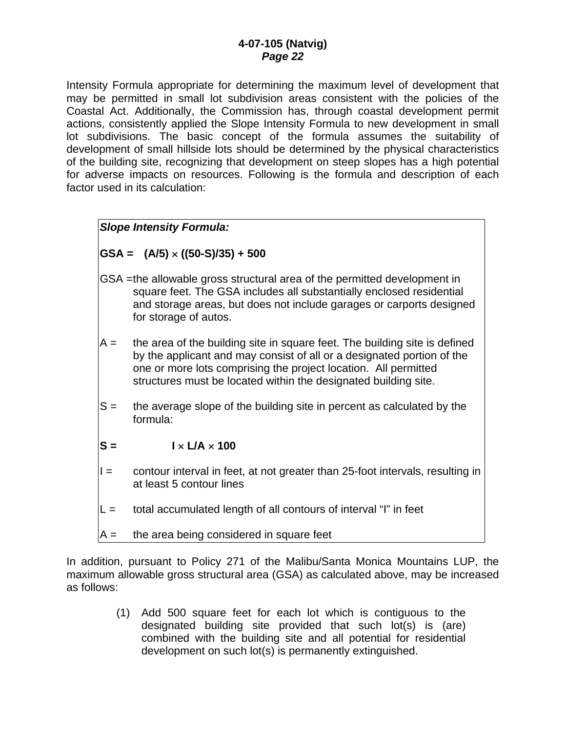Intensity Formula appropriate for determining the maximum level of development that may be permitted in small lot subdivision areas consistent with the policies of the Coastal Act. Additionally, the Commission has, through coastal development permit actions, consistently applied the Slope Intensity Formula to new development in small lot subdivisions. The basic concept of the formula assumes the suitability of development of small hillside lots should be determined by the physical characteristics of the building site, recognizing that development on steep slopes has a high potential for adverse impacts on resources. Following is the formula and description of each factor used in its calculation:

***Slope Intensity Formula:***

**GSA =** $(A/5) \times ((50-S)/35) + 500$

GSA = the allowable gross structural area of the permitted development in square feet. The GSA includes all substantially enclosed residential and storage areas, but does not include garages or carports designed for storage of autos.

A = the area of the building site in square feet. The building site is defined by the applicant and may consist of all or a designated portion of the one or more lots comprising the project location. All permitted structures must be located within the designated building site.

S = the average slope of the building site in percent as calculated by the formula:

**S =** $I \times L/A \times 100$

I = contour interval in feet, at not greater than 25-foot intervals, resulting in at least 5 contour lines

L = total accumulated length of all contours of interval "I" in feet

A = the area being considered in square feet

In addition, pursuant to Policy 271 of the Malibu/Santa Monica Mountains LUP, the maximum allowable gross structural area (GSA) as calculated above, may be increased as follows:

(1) Add 500 square feet for each lot which is contiguous to the designated building site provided that such lot(s) is (are) combined with the building site and all potential for residential development on such lot(s) is permanently extinguished.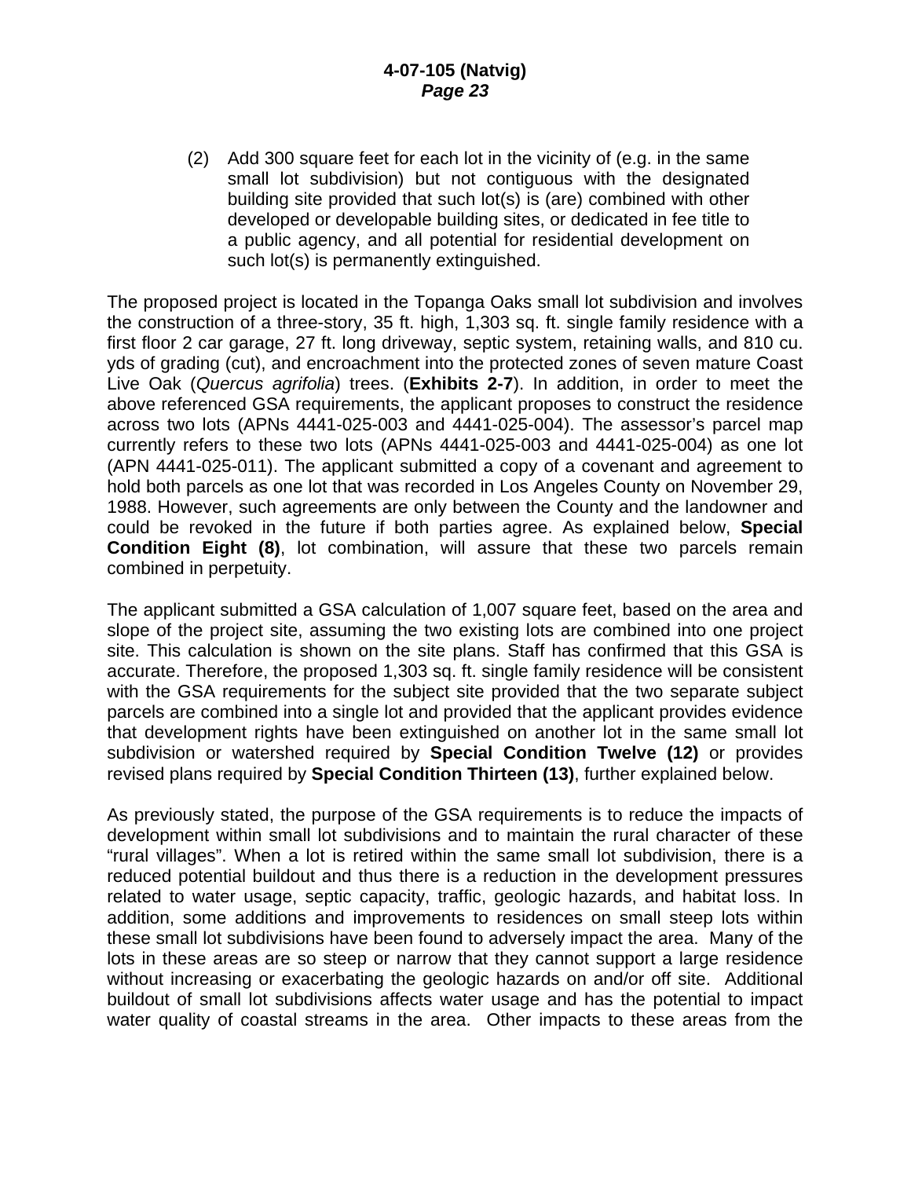(2) Add 300 square feet for each lot in the vicinity of (e.g. in the same small lot subdivision) but not contiguous with the designated building site provided that such lot(s) is (are) combined with other developed or developable building sites, or dedicated in fee title to a public agency, and all potential for residential development on such lot(s) is permanently extinguished.

The proposed project is located in the Topanga Oaks small lot subdivision and involves the construction of a three-story, 35 ft. high, 1,303 sq. ft. single family residence with a first floor 2 car garage, 27 ft. long driveway, septic system, retaining walls, and 810 cu. yds of grading (cut), and encroachment into the protected zones of seven mature Coast Live Oak (*Quercus agrifolia*) trees. (**Exhibits 2-7**). In addition, in order to meet the above referenced GSA requirements, the applicant proposes to construct the residence across two lots (APNs 4441-025-003 and 4441-025-004). The assessor's parcel map currently refers to these two lots (APNs 4441-025-003 and 4441-025-004) as one lot (APN 4441-025-011). The applicant submitted a copy of a covenant and agreement to hold both parcels as one lot that was recorded in Los Angeles County on November 29, 1988. However, such agreements are only between the County and the landowner and could be revoked in the future if both parties agree. As explained below, **Special Condition Eight (8)**, lot combination, will assure that these two parcels remain combined in perpetuity.

The applicant submitted a GSA calculation of 1,007 square feet, based on the area and slope of the project site, assuming the two existing lots are combined into one project site. This calculation is shown on the site plans. Staff has confirmed that this GSA is accurate. Therefore, the proposed 1,303 sq. ft. single family residence will be consistent with the GSA requirements for the subject site provided that the two separate subject parcels are combined into a single lot and provided that the applicant provides evidence that development rights have been extinguished on another lot in the same small lot subdivision or watershed required by **Special Condition Twelve (12)** or provides revised plans required by **Special Condition Thirteen (13)**, further explained below.

As previously stated, the purpose of the GSA requirements is to reduce the impacts of development within small lot subdivisions and to maintain the rural character of these "rural villages". When a lot is retired within the same small lot subdivision, there is a reduced potential buildout and thus there is a reduction in the development pressures related to water usage, septic capacity, traffic, geologic hazards, and habitat loss. In addition, some additions and improvements to residences on small steep lots within these small lot subdivisions have been found to adversely impact the area. Many of the lots in these areas are so steep or narrow that they cannot support a large residence without increasing or exacerbating the geologic hazards on and/or off site. Additional buildout of small lot subdivisions affects water usage and has the potential to impact water quality of coastal streams in the area. Other impacts to these areas from the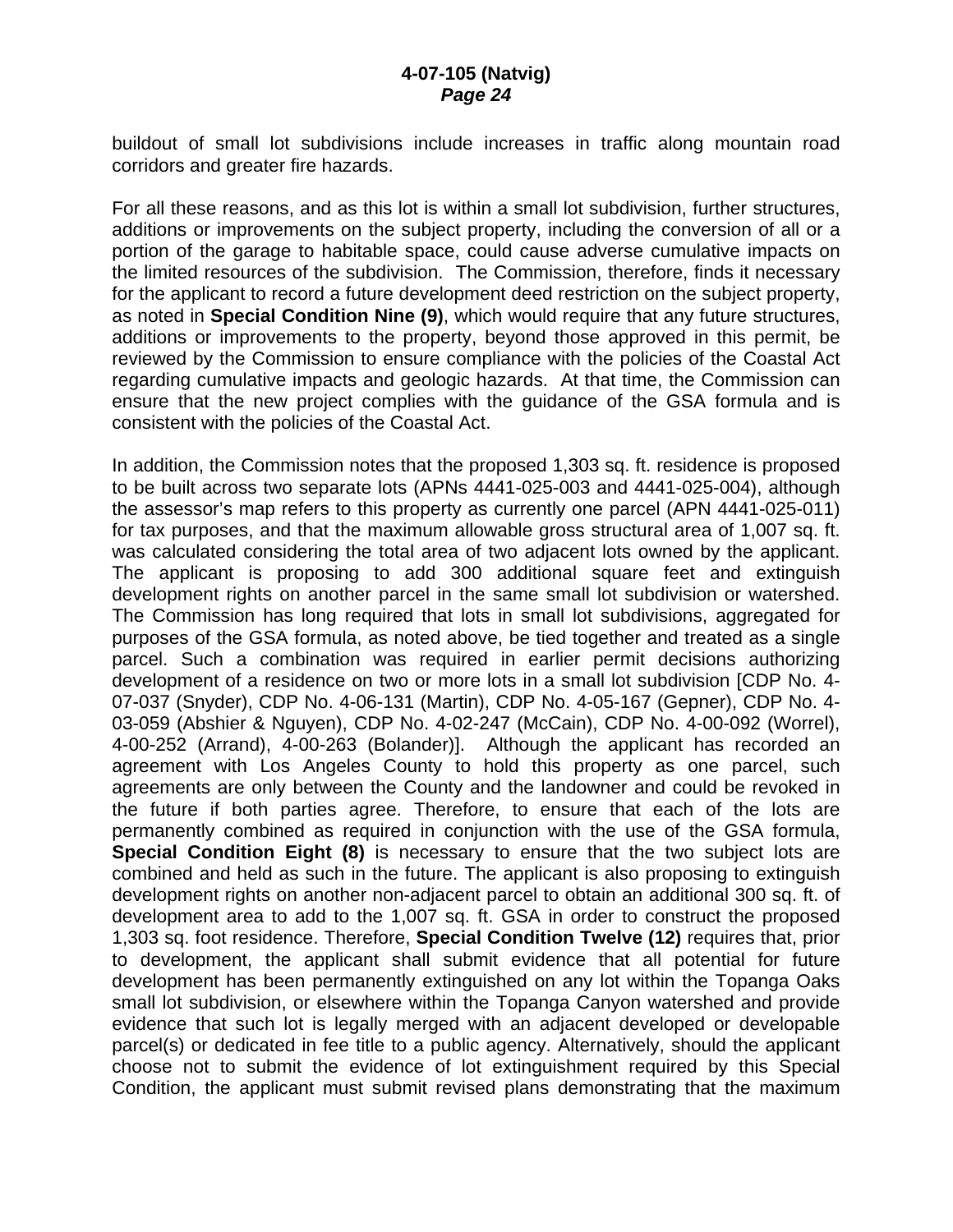buildout of small lot subdivisions include increases in traffic along mountain road corridors and greater fire hazards.

For all these reasons, and as this lot is within a small lot subdivision, further structures, additions or improvements on the subject property, including the conversion of all or a portion of the garage to habitable space, could cause adverse cumulative impacts on the limited resources of the subdivision. The Commission, therefore, finds it necessary for the applicant to record a future development deed restriction on the subject property, as noted in **Special Condition Nine (9)**, which would require that any future structures, additions or improvements to the property, beyond those approved in this permit, be reviewed by the Commission to ensure compliance with the policies of the Coastal Act regarding cumulative impacts and geologic hazards. At that time, the Commission can ensure that the new project complies with the guidance of the GSA formula and is consistent with the policies of the Coastal Act.

In addition, the Commission notes that the proposed 1,303 sq. ft. residence is proposed to be built across two separate lots (APNs 4441-025-003 and 4441-025-004), although the assessor's map refers to this property as currently one parcel (APN 4441-025-011) for tax purposes, and that the maximum allowable gross structural area of 1,007 sq. ft. was calculated considering the total area of two adjacent lots owned by the applicant. The applicant is proposing to add 300 additional square feet and extinguish development rights on another parcel in the same small lot subdivision or watershed. The Commission has long required that lots in small lot subdivisions, aggregated for purposes of the GSA formula, as noted above, be tied together and treated as a single parcel. Such a combination was required in earlier permit decisions authorizing development of a residence on two or more lots in a small lot subdivision [CDP No. 4-07-037 (Snyder), CDP No. 4-06-131 (Martin), CDP No. 4-05-167 (Gepner), CDP No. 4-03-059 (Abshier & Nguyen), CDP No. 4-02-247 (McCain), CDP No. 4-00-092 (Worrel), 4-00-252 (Arrand), 4-00-263 (Bolander)]. Although the applicant has recorded an agreement with Los Angeles County to hold this property as one parcel, such agreements are only between the County and the landowner and could be revoked in the future if both parties agree. Therefore, to ensure that each of the lots are permanently combined as required in conjunction with the use of the GSA formula, **Special Condition Eight (8)** is necessary to ensure that the two subject lots are combined and held as such in the future. The applicant is also proposing to extinguish development rights on another non-adjacent parcel to obtain an additional 300 sq. ft. of development area to add to the 1,007 sq. ft. GSA in order to construct the proposed 1,303 sq. foot residence. Therefore, **Special Condition Twelve (12)** requires that, prior to development, the applicant shall submit evidence that all potential for future development has been permanently extinguished on any lot within the Topanga Oaks small lot subdivision, or elsewhere within the Topanga Canyon watershed and provide evidence that such lot is legally merged with an adjacent developed or developable parcel(s) or dedicated in fee title to a public agency. Alternatively, should the applicant choose not to submit the evidence of lot extinguishment required by this Special Condition, the applicant must submit revised plans demonstrating that the maximum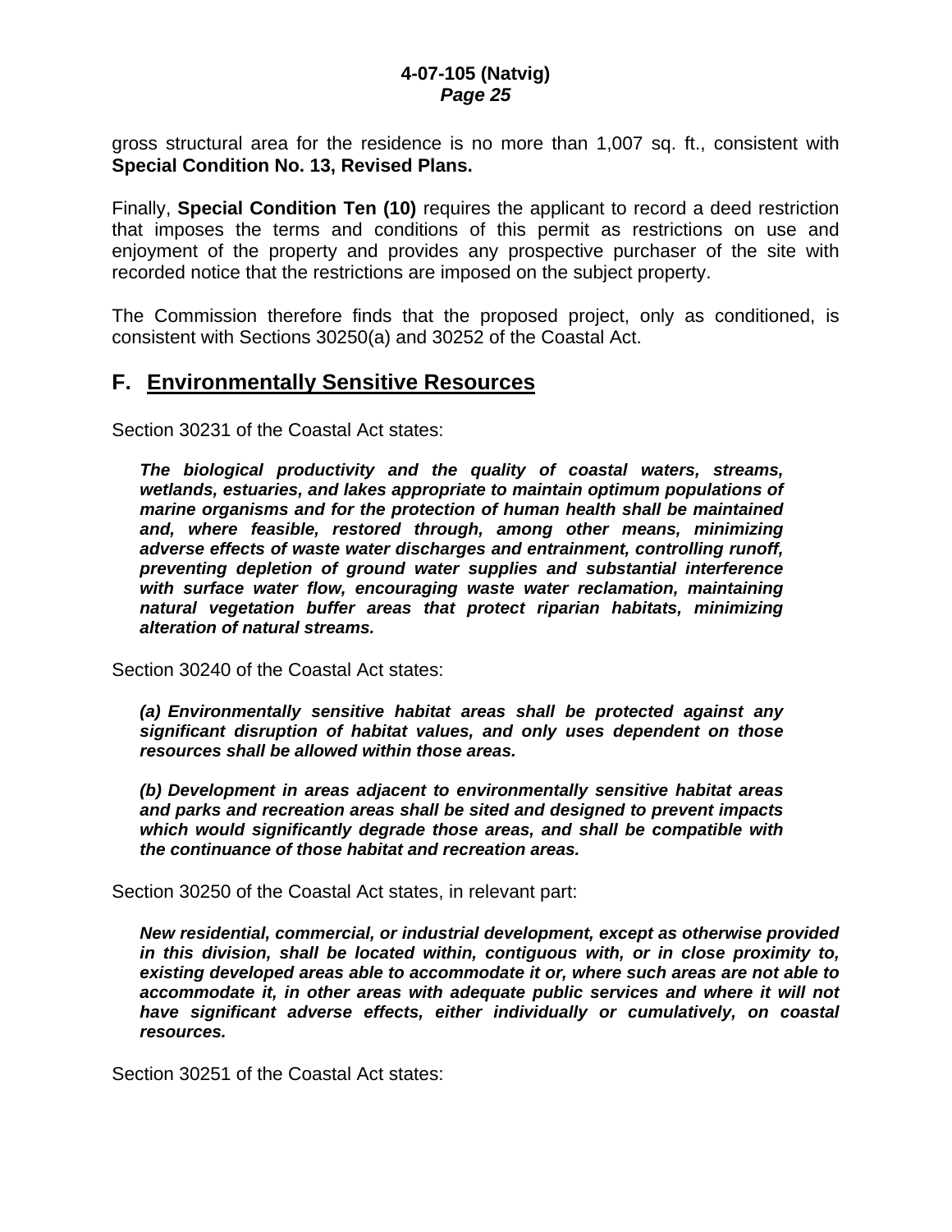gross structural area for the residence is no more than 1,007 sq. ft., consistent with **Special Condition No. 13, Revised Plans.**

Finally, **Special Condition Ten (10)** requires the applicant to record a deed restriction that imposes the terms and conditions of this permit as restrictions on use and enjoyment of the property and provides any prospective purchaser of the site with recorded notice that the restrictions are imposed on the subject property.

The Commission therefore finds that the proposed project, only as conditioned, is consistent with Sections 30250(a) and 30252 of the Coastal Act.

## F. Environmentally Sensitive Resources

Section 30231 of the Coastal Act states:

> ***The biological productivity and the quality of coastal waters, streams, wetlands, estuaries, and lakes appropriate to maintain optimum populations of marine organisms and for the protection of human health shall be maintained and, where feasible, restored through, among other means, minimizing adverse effects of waste water discharges and entrainment, controlling runoff, preventing depletion of ground water supplies and substantial interference with surface water flow, encouraging waste water reclamation, maintaining natural vegetation buffer areas that protect riparian habitats, minimizing alteration of natural streams.***

Section 30240 of the Coastal Act states:

> ***(a) Environmentally sensitive habitat areas shall be protected against any significant disruption of habitat values, and only uses dependent on those resources shall be allowed within those areas.***
>
> ***(b) Development in areas adjacent to environmentally sensitive habitat areas and parks and recreation areas shall be sited and designed to prevent impacts which would significantly degrade those areas, and shall be compatible with the continuance of those habitat and recreation areas.***

Section 30250 of the Coastal Act states, in relevant part:

> ***New residential, commercial, or industrial development, except as otherwise provided in this division, shall be located within, contiguous with, or in close proximity to, existing developed areas able to accommodate it or, where such areas are not able to accommodate it, in other areas with adequate public services and where it will not have significant adverse effects, either individually or cumulatively, on coastal resources.***

Section 30251 of the Coastal Act states: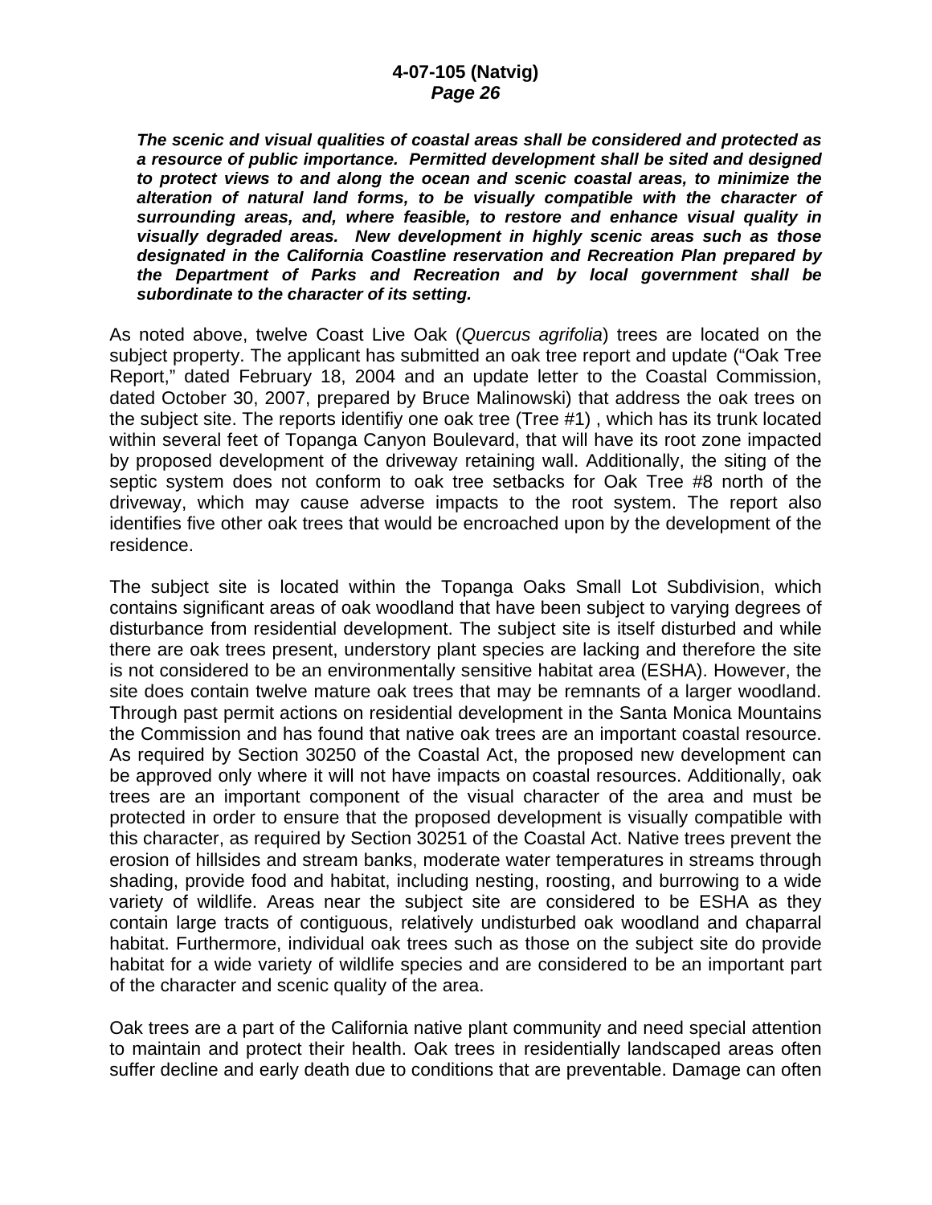***The scenic and visual qualities of coastal areas shall be considered and protected as a resource of public importance. Permitted development shall be sited and designed to protect views to and along the ocean and scenic coastal areas, to minimize the alteration of natural land forms, to be visually compatible with the character of surrounding areas, and, where feasible, to restore and enhance visual quality in visually degraded areas. New development in highly scenic areas such as those designated in the California Coastline reservation and Recreation Plan prepared by the Department of Parks and Recreation and by local government shall be subordinate to the character of its setting.***

As noted above, twelve Coast Live Oak (*Quercus agrifolia*) trees are located on the subject property. The applicant has submitted an oak tree report and update ("Oak Tree Report," dated February 18, 2004 and an update letter to the Coastal Commission, dated October 30, 2007, prepared by Bruce Malinowski) that address the oak trees on the subject site. The reports identifiy one oak tree (Tree #1) , which has its trunk located within several feet of Topanga Canyon Boulevard, that will have its root zone impacted by proposed development of the driveway retaining wall. Additionally, the siting of the septic system does not conform to oak tree setbacks for Oak Tree #8 north of the driveway, which may cause adverse impacts to the root system. The report also identifies five other oak trees that would be encroached upon by the development of the residence.

The subject site is located within the Topanga Oaks Small Lot Subdivision, which contains significant areas of oak woodland that have been subject to varying degrees of disturbance from residential development. The subject site is itself disturbed and while there are oak trees present, understory plant species are lacking and therefore the site is not considered to be an environmentally sensitive habitat area (ESHA). However, the site does contain twelve mature oak trees that may be remnants of a larger woodland. Through past permit actions on residential development in the Santa Monica Mountains the Commission and has found that native oak trees are an important coastal resource. As required by Section 30250 of the Coastal Act, the proposed new development can be approved only where it will not have impacts on coastal resources. Additionally, oak trees are an important component of the visual character of the area and must be protected in order to ensure that the proposed development is visually compatible with this character, as required by Section 30251 of the Coastal Act. Native trees prevent the erosion of hillsides and stream banks, moderate water temperatures in streams through shading, provide food and habitat, including nesting, roosting, and burrowing to a wide variety of wildlife. Areas near the subject site are considered to be ESHA as they contain large tracts of contiguous, relatively undisturbed oak woodland and chaparral habitat. Furthermore, individual oak trees such as those on the subject site do provide habitat for a wide variety of wildlife species and are considered to be an important part of the character and scenic quality of the area.

Oak trees are a part of the California native plant community and need special attention to maintain and protect their health. Oak trees in residentially landscaped areas often suffer decline and early death due to conditions that are preventable. Damage can often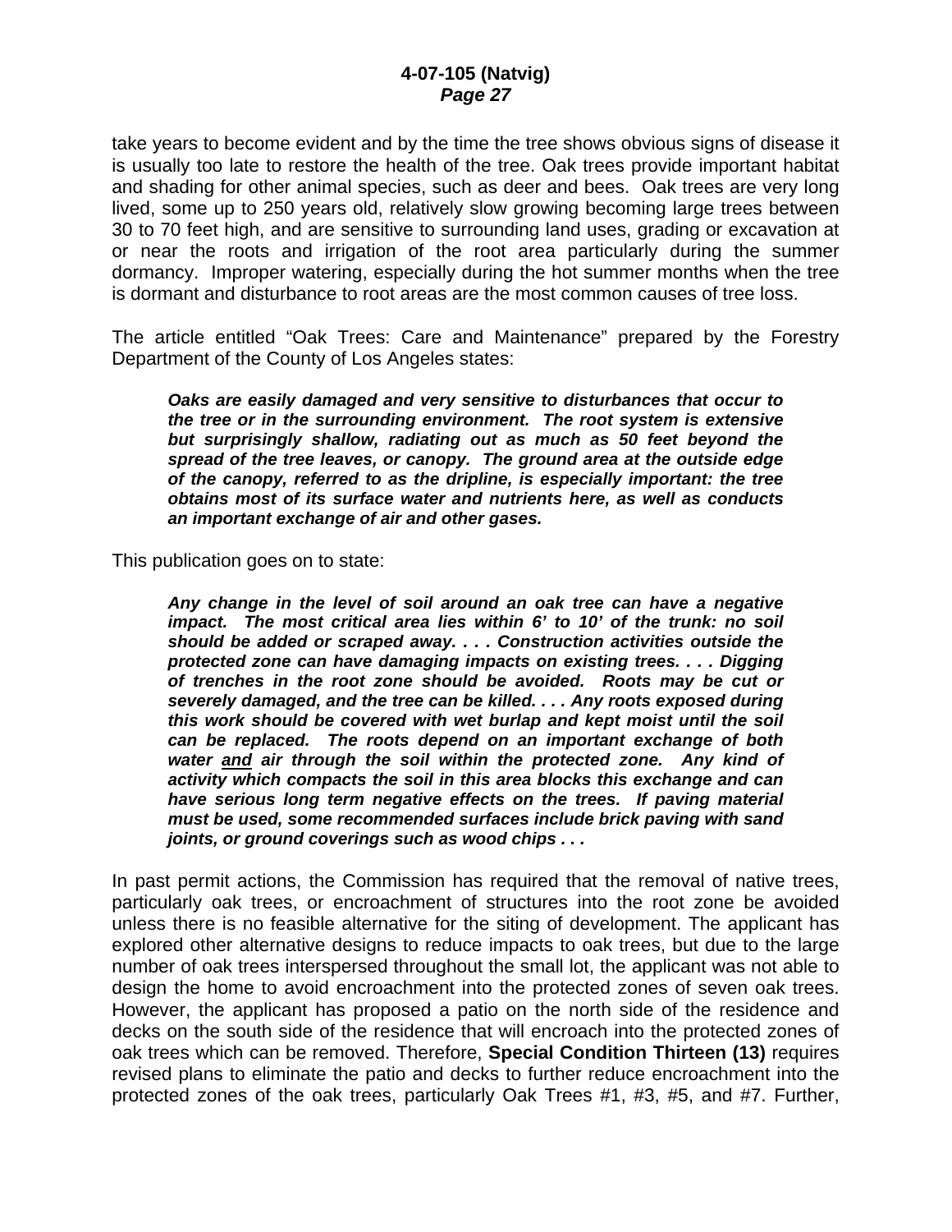take years to become evident and by the time the tree shows obvious signs of disease it is usually too late to restore the health of the tree. Oak trees provide important habitat and shading for other animal species, such as deer and bees. Oak trees are very long lived, some up to 250 years old, relatively slow growing becoming large trees between 30 to 70 feet high, and are sensitive to surrounding land uses, grading or excavation at or near the roots and irrigation of the root area particularly during the summer dormancy. Improper watering, especially during the hot summer months when the tree is dormant and disturbance to root areas are the most common causes of tree loss.

The article entitled "Oak Trees: Care and Maintenance" prepared by the Forestry Department of the County of Los Angeles states:

> ***Oaks are easily damaged and very sensitive to disturbances that occur to the tree or in the surrounding environment. The root system is extensive but surprisingly shallow, radiating out as much as 50 feet beyond the spread of the tree leaves, or canopy. The ground area at the outside edge of the canopy, referred to as the dripline, is especially important: the tree obtains most of its surface water and nutrients here, as well as conducts an important exchange of air and other gases.***

This publication goes on to state:

> ***Any change in the level of soil around an oak tree can have a negative impact. The most critical area lies within 6' to 10' of the trunk: no soil should be added or scraped away. . . . Construction activities outside the protected zone can have damaging impacts on existing trees. . . . Digging of trenches in the root zone should be avoided. Roots may be cut or severely damaged, and the tree can be killed. . . . Any roots exposed during this work should be covered with wet burlap and kept moist until the soil can be replaced. The roots depend on an important exchange of both water <u>and</u> air through the soil within the protected zone. Any kind of activity which compacts the soil in this area blocks this exchange and can have serious long term negative effects on the trees. If paving material must be used, some recommended surfaces include brick paving with sand joints, or ground coverings such as wood chips . . .***

In past permit actions, the Commission has required that the removal of native trees, particularly oak trees, or encroachment of structures into the root zone be avoided unless there is no feasible alternative for the siting of development. The applicant has explored other alternative designs to reduce impacts to oak trees, but due to the large number of oak trees interspersed throughout the small lot, the applicant was not able to design the home to avoid encroachment into the protected zones of seven oak trees. However, the applicant has proposed a patio on the north side of the residence and decks on the south side of the residence that will encroach into the protected zones of oak trees which can be removed. Therefore, **Special Condition Thirteen (13)** requires revised plans to eliminate the patio and decks to further reduce encroachment into the protected zones of the oak trees, particularly Oak Trees #1, #3, #5, and #7. Further,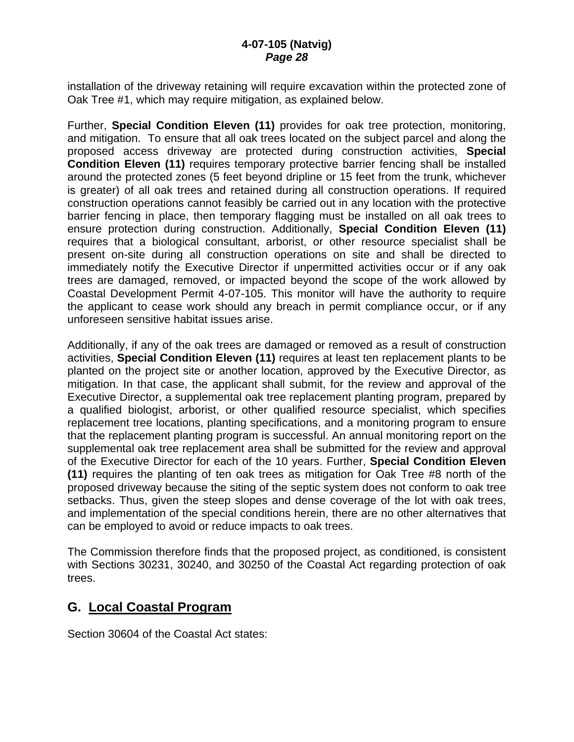installation of the driveway retaining will require excavation within the protected zone of Oak Tree #1, which may require mitigation, as explained below.

Further, **Special Condition Eleven (11)** provides for oak tree protection, monitoring, and mitigation. To ensure that all oak trees located on the subject parcel and along the proposed access driveway are protected during construction activities, **Special Condition Eleven (11)** requires temporary protective barrier fencing shall be installed around the protected zones (5 feet beyond dripline or 15 feet from the trunk, whichever is greater) of all oak trees and retained during all construction operations. If required construction operations cannot feasibly be carried out in any location with the protective barrier fencing in place, then temporary flagging must be installed on all oak trees to ensure protection during construction. Additionally, **Special Condition Eleven (11)** requires that a biological consultant, arborist, or other resource specialist shall be present on-site during all construction operations on site and shall be directed to immediately notify the Executive Director if unpermitted activities occur or if any oak trees are damaged, removed, or impacted beyond the scope of the work allowed by Coastal Development Permit 4-07-105. This monitor will have the authority to require the applicant to cease work should any breach in permit compliance occur, or if any unforeseen sensitive habitat issues arise.

Additionally, if any of the oak trees are damaged or removed as a result of construction activities, **Special Condition Eleven (11)** requires at least ten replacement plants to be planted on the project site or another location, approved by the Executive Director, as mitigation. In that case, the applicant shall submit, for the review and approval of the Executive Director, a supplemental oak tree replacement planting program, prepared by a qualified biologist, arborist, or other qualified resource specialist, which specifies replacement tree locations, planting specifications, and a monitoring program to ensure that the replacement planting program is successful. An annual monitoring report on the supplemental oak tree replacement area shall be submitted for the review and approval of the Executive Director for each of the 10 years. Further, **Special Condition Eleven (11)** requires the planting of ten oak trees as mitigation for Oak Tree #8 north of the proposed driveway because the siting of the septic system does not conform to oak tree setbacks. Thus, given the steep slopes and dense coverage of the lot with oak trees, and implementation of the special conditions herein, there are no other alternatives that can be employed to avoid or reduce impacts to oak trees.

The Commission therefore finds that the proposed project, as conditioned, is consistent with Sections 30231, 30240, and 30250 of the Coastal Act regarding protection of oak trees.

## G. Local Coastal Program

Section 30604 of the Coastal Act states: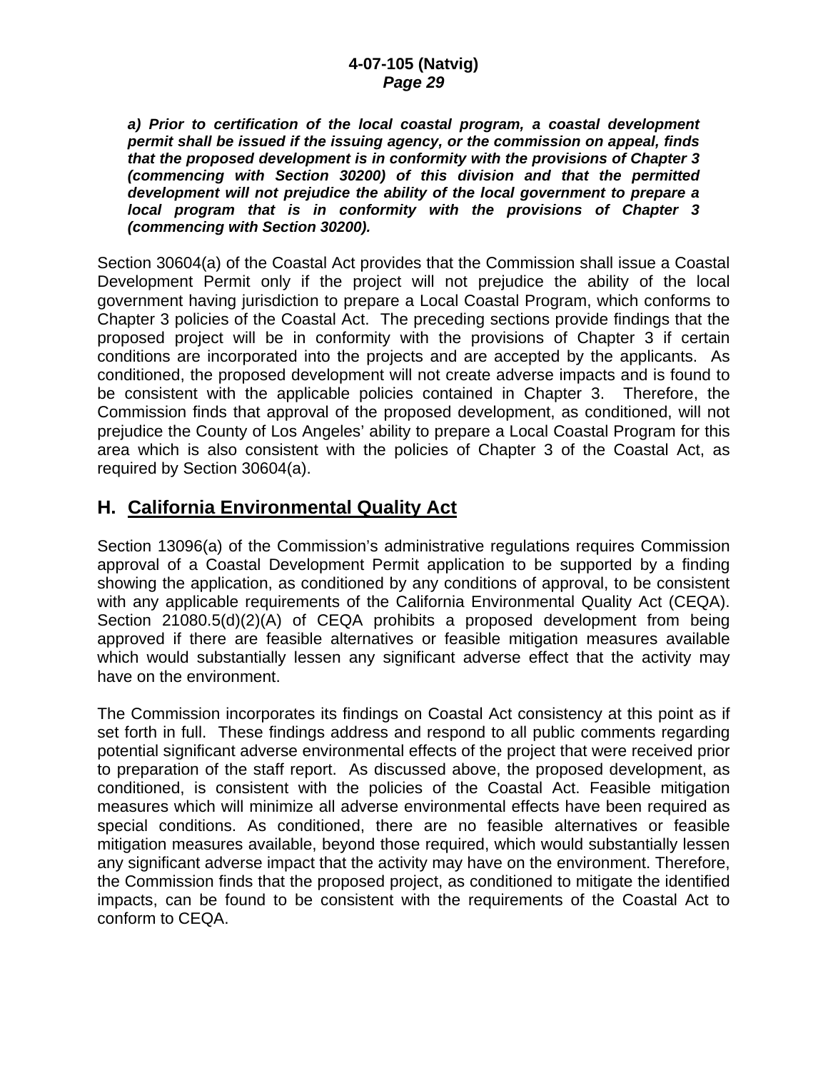***a) Prior to certification of the local coastal program, a coastal development permit shall be issued if the issuing agency, or the commission on appeal, finds that the proposed development is in conformity with the provisions of Chapter 3 (commencing with Section 30200) of this division and that the permitted development will not prejudice the ability of the local government to prepare a local program that is in conformity with the provisions of Chapter 3 (commencing with Section 30200).***

Section 30604(a) of the Coastal Act provides that the Commission shall issue a Coastal Development Permit only if the project will not prejudice the ability of the local government having jurisdiction to prepare a Local Coastal Program, which conforms to Chapter 3 policies of the Coastal Act. The preceding sections provide findings that the proposed project will be in conformity with the provisions of Chapter 3 if certain conditions are incorporated into the projects and are accepted by the applicants. As conditioned, the proposed development will not create adverse impacts and is found to be consistent with the applicable policies contained in Chapter 3. Therefore, the Commission finds that approval of the proposed development, as conditioned, will not prejudice the County of Los Angeles' ability to prepare a Local Coastal Program for this area which is also consistent with the policies of Chapter 3 of the Coastal Act, as required by Section 30604(a).

## H. California Environmental Quality Act

Section 13096(a) of the Commission's administrative regulations requires Commission approval of a Coastal Development Permit application to be supported by a finding showing the application, as conditioned by any conditions of approval, to be consistent with any applicable requirements of the California Environmental Quality Act (CEQA). Section 21080.5(d)(2)(A) of CEQA prohibits a proposed development from being approved if there are feasible alternatives or feasible mitigation measures available which would substantially lessen any significant adverse effect that the activity may have on the environment.

The Commission incorporates its findings on Coastal Act consistency at this point as if set forth in full. These findings address and respond to all public comments regarding potential significant adverse environmental effects of the project that were received prior to preparation of the staff report. As discussed above, the proposed development, as conditioned, is consistent with the policies of the Coastal Act. Feasible mitigation measures which will minimize all adverse environmental effects have been required as special conditions. As conditioned, there are no feasible alternatives or feasible mitigation measures available, beyond those required, which would substantially lessen any significant adverse impact that the activity may have on the environment. Therefore, the Commission finds that the proposed project, as conditioned to mitigate the identified impacts, can be found to be consistent with the requirements of the Coastal Act to conform to CEQA.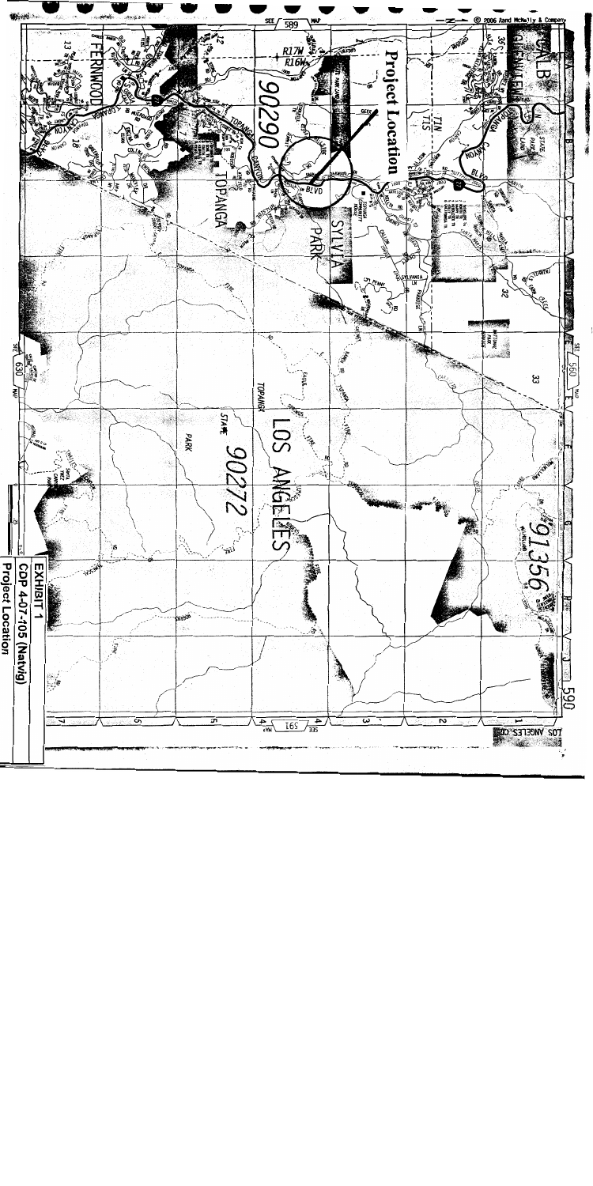**EXHIBIT 1**

**CDP 4-07-105 (Natvig)**

**Project Location**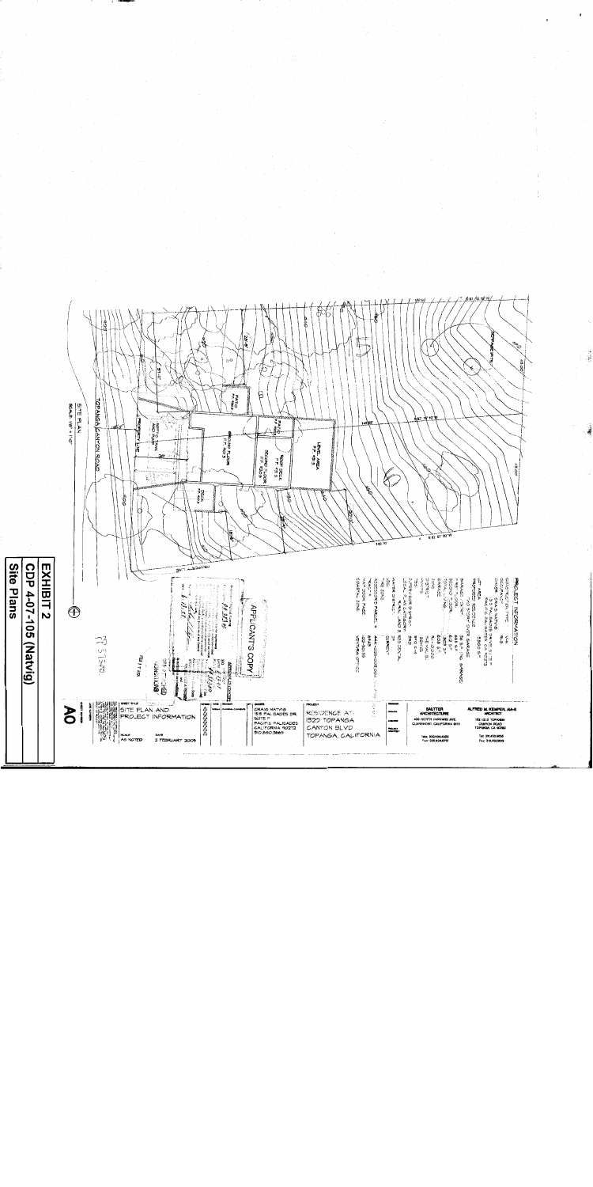**EXHIBIT 2**

**CDP 4-07-105 (Natvig)**

**Site Plans**

SITE PLAN
SCALE: 1/8" = 1'-0"

TOPANGA CANYON ROAD

PROJECT INFORMATION

APPLICANT'S COPY

SITE PLAN AND PROJECT INFORMATION

CRAIG NATVIG
PACIFIC PALISADES
CALIFORNIA 90272

RESIDENCE AT
1522 TOPANGA
CANYON BLVD
TOPANGA, CALIFORNIA

SAUTTER ARCHITECTURE

ALFRED M. KEMPEN, AIA
ARCHITECT
TOPANGA, CA 90290

A0

SCALE: AS NOTED
DATE: 2 FEBRUARY 2005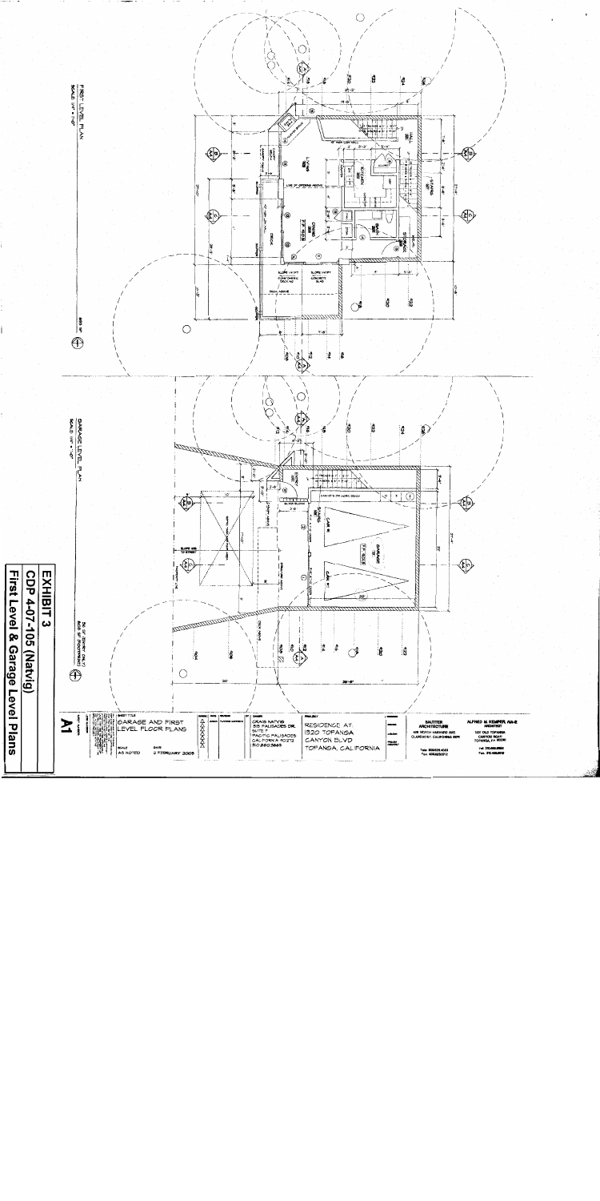FIRST LEVEL PLAN
SCALE: 1/4" = 1'-0"

GARAGE LEVEL PLAN
SCALE: 1/4" = 1'-0"

**EXHIBIT 3**

**CDP 4-07-105 (Natvig)**

**First Level & Garage Level Plans**

SHEET TITLE: GARAGE AND FIRST LEVEL FLOOR PLANS

SCALE: AS NOTED

DATE: 2 FEBRUARY 2005

OWNER: CRAIG NATVIG, 515 PALISADES DR. SUITE F, PACIFIC PALISADES, CALIFORNIA 90272

PROJECT: RESIDENCE AT 1520 TOPANGA CANYON BLVD, TOPANGA, CALIFORNIA

SAUTTER ARCHITECTURE, 405 NORTH HARVARD AVE, CLAREMONT, CALIFORNIA 91711

ALFRED M. KEMPER, AIA-E, ARCHITECT, 1251 OLD TOPANGA CANYON ROAD, TOPANGA, CA 90290

A1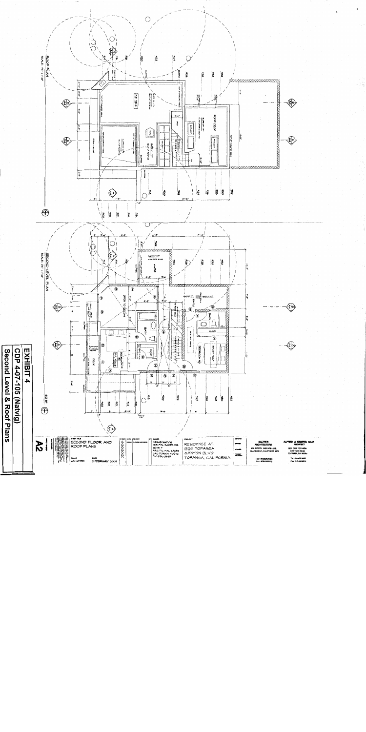**EXHIBIT 4**

**CDP 4-07-105 (Natvig)**

**Second Level & Roof Plans**

ROOF PLAN

SCALE: 1/4" = 1'-0"

SECOND LEVEL PLAN

SCALE: 1/4" = 1'-0"

SHEET TITLE: SECOND FLOOR AND ROOF PLANS

SCALE: AS NOTED

DATE: 2 FEBRUARY 2005

OWNER: CRAIG NATVIG, 515 PALISADES DR. SUITE 7, PACIFIC PALISADES, CALIFORNIA 90272, 310.230.5665

PROJECT: RESIDENCE AT 1320 TOPANGA CANYON BLVD, TOPANGA, CALIFORNIA

SALTTER ARCHITECTURE, 400 NORTH NAPANEE AVE, CLAREMONT, CALIFORNIA

ALFRED M. KEMPER, AIA-E ARCHITECT, 1831 OLD TOPANGA CANYON ROAD, TOPANGA, CA 90290

A2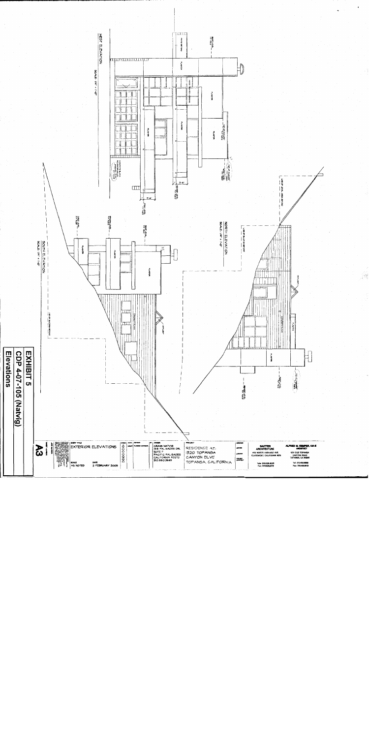# EXHIBIT 5

## CDP 4-07-105 (Natvig)

## Elevations

WEST ELEVATION
SCALE: 1/4" = 1'-0"

NORTH ELEVATION
SCALE: 1/4" = 1'-0"

SOUTH ELEVATION
SCALE: 1/4" = 1'-0"

SHEET TITLE: EXTERIOR ELEVATIONS

SCALE: AS NOTED

DATE: 3 FEBRUARY 2005

OWNER: CRAIG NATVIG, 15 B PAL SADES DR., SUITE F, PACIFIC PALISADES, CALIFORNIA 90272

PROJECT: RESIDENCE AT: 1320 TOPANGA CANYON BLVD, TOPANGA, CALIFORNIA

SAUTTER ARCHITECTURE, 402 NORTH HARVARD AVE, CLAREMONT, CALIFORNIA 91711

ALFRED M. KEMPER, AIA-E, ARCHITECT, 1231 OLD TOPANGA CANYON ROAD, TOPANGA, CA 90290

A3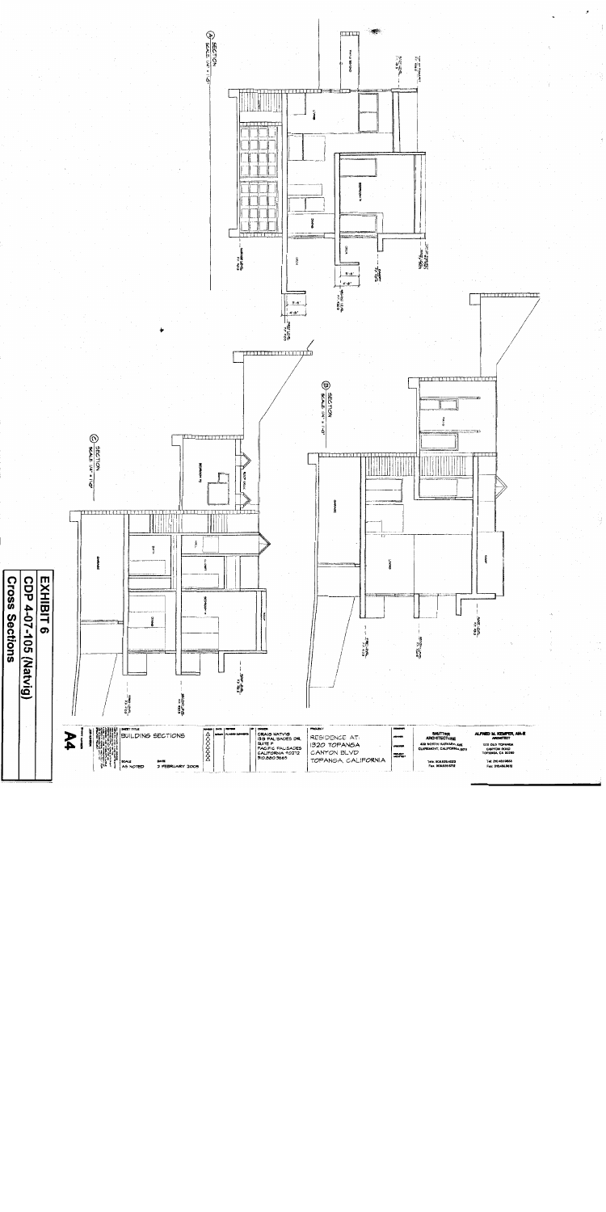EXHIBIT 6
CDP 4-07-105 (Natvig)
Cross Sections

(A) SECTION
SCALE: 1/4" = 1'-0"

(B) SECTION
SCALE: 1/4" = 1'-0"

(C) SECTION
SCALE: 1/4" = 1'-0"

SHEET TITLE
BUILDING SECTIONS

A4

SCALE: AS NOTED
DATE: 2 FEBRUARY 2005

OWNER
CRAIG NATVIG
1316 PALISADES DR.
SUITE F
PACIFIC PALISADES
CALIFORNIA 90272

PROJECT
RESIDENCE AT
1320 TOPANGA
CANYON BLVD
TOPANGA, CALIFORNIA

ALFRED M. KEMPER, AIA-E
ARCHITECT
TOPANGA, CA 90290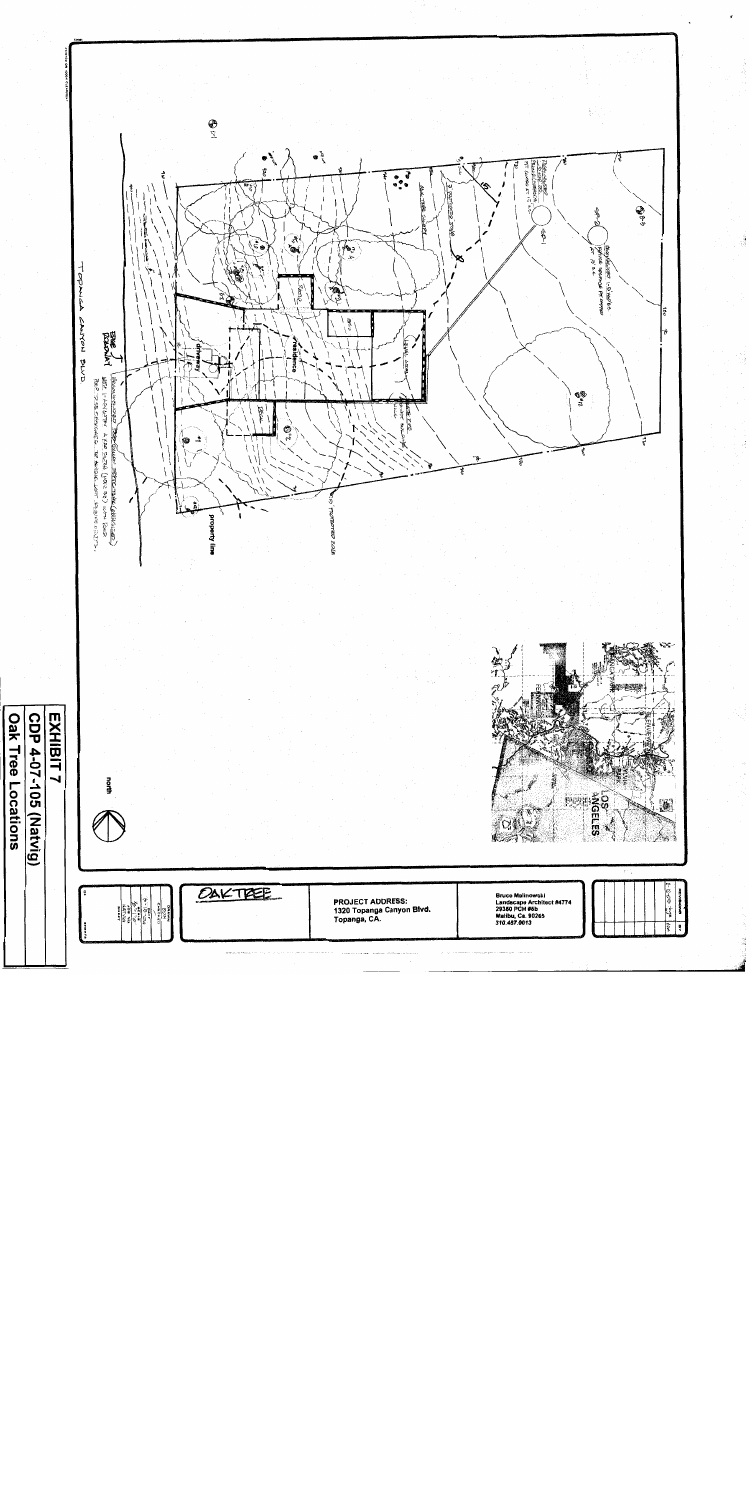**EXHIBIT 7**

**CDP 4-07-105 (Natvig)**

**Oak Tree Locations**

OAKTREE

PROJECT ADDRESS:
1320 Topanga Canyon Blvd.
Topanga, CA.

Bruce Malinowski
Landscape Architect #4774
20360 PCH #6b
Malibu, Ca. 90265
310.457.9013

north

property line

Topanga Canyon Blvd